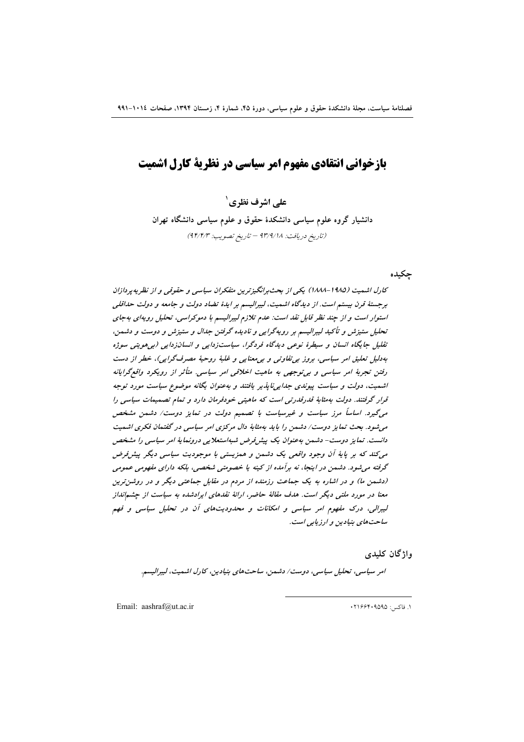# بازخوانی انتقادی مفهوم امر سیاسی در نظریهٔ کارل اشمیت

**علی اشرف نظری[1]**

**دانشیار گروه علوم سیاسی دانشکدهٔ حقوق و علوم سیاسی دانشگاه تهران**

(تاریخ دریافت: ۹۳/۹/۱۸ – تاریخ تصویب: ۹۴/۴/۳)

## چکیده

*کارل اشمیت (۱۹۸۵-۱۸۸۸) یکی از بحث‌برانگیزترین متفکران سیاسی و حقوقی و از نظریه‌پردازان برجستهٔ قرن بیستم است. از دیدگاه اشمیت، لیبرالیسم بر ایدهٔ تضاد دولت و جامعه و دولت حداقلی استوار است و از چند نظر قابل نقد است: عدم تلازم لیبرالیسم با دموکراسی، تحلیل رویه‌ای به‌جای تحلیل ستیزش و تأکید لیبرالیسم بر رویه‌گرایی و نادیده گرفتن جدال و ستیزش و دوست و دشمن، تقلیل جایگاه انسان و سیطرهٔ نوعی دیدگاه فردگرا، سیاست‌زدایی و انسان‌زدایی (بی‌هویتی سوژه به‌دلیل تعلیق امر سیاسی، بروز بی‌تفاوتی و بی‌معنایی و غلبهٔ روحیهٔ مصرف‌گرایی)، خطر از دست رفتن تجربهٔ امر سیاسی و بی‌توجهی به ماهیت اخلاقی امر سیاسی. متأثر از رویکرد واقع‌گرایانه اشمیت، دولت و سیاست پیوندی جدایی‌ناپذیر یافتند و به‌عنوان یگانه موضوع سیاست مورد توجه قرار گرفتند. دولت به‌مثابهٔ قدرقدرتی است که ماهیتی خودفرمان دارد و تمام تصمیمات سیاسی را می‌گیرد. اساساً مرز سیاست و غیرسیاست با تصمیم دولت در تمایز دوست/ دشمن مشخص می‌شود. بحث تمایز دوست/ دشمن را باید به‌مثابهٔ دال مرکزی امر سیاسی در گفتمان فکری اشمیت دانست. تمایز دوست- دشمن به‌عنوان یک پیش‌فرض شبه‌استعلایی درونمایهٔ امر سیاسی را مشخص می‌کند که بر پایهٔ آن وجود واقعی یک دشمن و همزیستی با موجودیت سیاسی دیگر پیش‌فرض گرفته می‌شود. دشمن در اینجا، نه برآمده از کینه یا خصومتی شخصی، بلکه دارای مفهومی عمومی (دشمن ما) و در اشاره به یک جماعت رزمنده از مردم در مقابل جماعتی دیگر و در روشن‌ترین معنا در مورد ملتی دیگر است. هدف مقالهٔ حاضر، ارائهٔ نقدهای ایرادشده به سیاست از چشم‌انداز لیبرالی، درک مفهوم امر سیاسی و امکانات و محدودیت‌های آن در تحلیل سیاسی و فهم ساحت‌های بنیادین و ارزیابی است.*

## واژگان کلیدی

*امر سیاسی، تحلیل سیاسی، دوست/ دشمن، ساحت‌های بنیادین، کارل اشمیت، لیبرالیسم.*

---

[1] فاکس: ۰۲۱۶۶۴۰۹۵۹۵

Email: aashraf@ut.ac.ir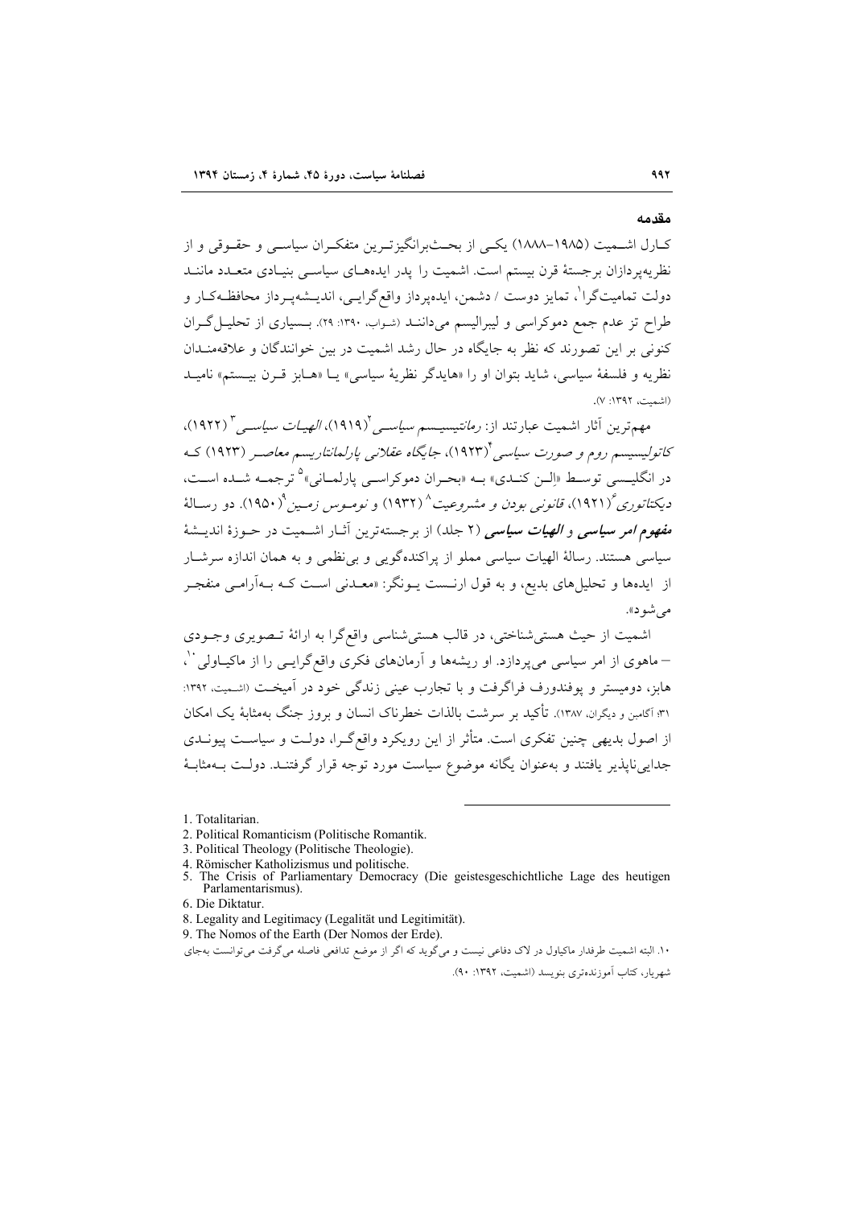## مقدمه

کـارل اشــمیت (۱۹۸۵–۱۸۸۸) یکــی از بحـث‌برانگیزتـرین متفکـران سیاســی و حقـوقی و از نظریه‌پردازان برجستهٔ قرن بیستم است. اشمیت را پدر ایده‌هـای سیاســی بنیـادی متعـدد ماننـد دولت تمامیت‌گرا[1]، تمایز دوست / دشمن، ایده‌پرداز واقع‌گرایـی، اندیــشه‌پـرداز محافظـه‌کـار و طراح تز عدم جمع دموکراسی و لیبرالیسم می‌داننـد (شـواب، ۱۳۹۰: ۲۹). بـسیاری از تحلیـل‌گـران کنونی بر این تصورند که نظر به جایگاه در حال رشد اشمیت در بین خوانندگان و علاقه‌منـدان نظریه و فلسفهٔ سیاسی، شاید بتوان او را «هایدگر نظریهٔ سیاسی» یـا «هـابز قـرن بیــستم» نامیـد (اشمیت، ۱۳۹۲: ۷).

مهم‌ترین آثار اشمیت عبارتند از: *رمانتیسیـسم سیاسـی*[2] (۱۹۱۹)، *الهیـات سیاسـی*[3] (۱۹۲۲)، *کاتولیسیسم روم و صورت سیاسی*[4] (۱۹۲۳)، *جایگاه عقلانی پارلمانتاریسم معاصـر* (۱۹۲۳) کـه در انگلیــسی توسـط «الِـن کنـدی» بـه «بحـران دموکراسـی پارلمـانی»[5] ترجمـه شـده اسـت، *دیکتاتوری*[6] (۱۹۲۱)، *قانونی بودن و مشروعیت*[8] (۱۹۳۲) و *نومـوس زمـین*[9] (۱۹۵۰). دو رسـالهٔ ***مفهوم امر سیاسی*** و ***الهیات سیاسی*** (۲ جلد) از برجسته‌ترین آثـار اشــمیت در حـوزهٔ اندیــشهٔ سیاسی هستند. رسالهٔ الهیات سیاسی مملو از پراکنده‌گویی و بی‌نظمی و به همان اندازه سرشـار از ایده‌ها و تحلیل‌های بدیع، و به قول ارنــست یـونگر: «معـدنی اسـت کـه بـه‌آرامـی منفجـر می‌شود».

اشمیت از حیث هستی‌شناختی، در قالب هستی‌شناسی واقع‌گرا به ارائهٔ تـصویری وجـودی – ماهوی از امر سیاسی می‌پردازد. او ریشه‌ها و آرمان‌های فکری واقع‌گرایـی را از ماکیـاولی[10]، هابز، دومیستر و پوفندورف فراگرفت و با تجارب عینی زندگی خود در آمیخـت (اشـمیت، ۱۳۹۲: ۳۱؛ آگامبن و دیگران، ۱۳۸۷). تأکید بر سرشت بالذات خطرناک انسان و بروز جنگ به‌مثابهٔ یک امکان از اصول بدیهی چنین تفکری است. متأثر از این رویکرد واقع‌گـرا، دولـت و سیاسـت پیونـدی جدایی‌ناپذیر یافتند و به‌عنوان یگانه موضوع سیاست مورد توجه قرار گرفتنـد. دولـت بـه‌مثابـهٔ

---

1. Totalitarian.
2. Political Romanticism (Politische Romantik.
3. Political Theology (Politische Theologie).
4. Römischer Katholizismus und politische.
5. The Crisis of Parliamentary Democracy (Die geistesgeschichtliche Lage des heutigen Parlamentarismus).
6. Die Diktatur.
8. Legality and Legitimacy (Legalität und Legitimität).
9. The Nomos of the Earth (Der Nomos der Erde).
10. البته اشمیت طرفدار ماکیاول در لاک دفاعی نیست و می‌گوید که اگر از موضع تدافعی فاصله می‌گرفت می‌توانست به‌جای شهریار، کتاب آموزنده‌تری بنویسد (اشمیت، ۱۳۹۲: ۹۰).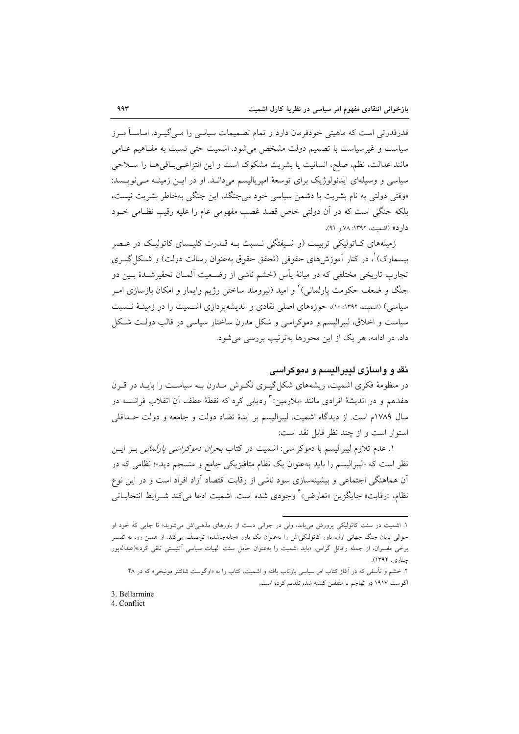قدرقدرتی است که ماهیتی خودفرمان دارد و تمام تصمیمات سیاسی را مـی‌گیـرد. اساسـاً مـرز سیاست و غیرسیاست با تصمیم دولت مشخص می‌شود. اشمیت حتی نسبت به مفـاهیم عـامی مانند عدالت، نظم، صلح، انسانیت یا بشریت مشکوک است و این انتزاعـی‌بـافی‌هـا را سـلاحی سیاسی و وسیله‌ای ایدئولوژیک برای توسعهٔ امپریالیسم می‌دانـد. او در ایـن زمینـه مـی‌نویـسد: «وقتی دولتی به نام بشریت با دشمن سیاسی خود می‌جنگد، این جنگی به‌خاطر بشریت نیست، بلکه جنگی است که در آن دولتی خاص قصد غصب مفهومی عام را علیه رقیب نظـامی خـود دارد» (اشمیت، ۱۳۹۲: ۷۸ و ۹۱).

زمینه‌های کـاتولیکی تربیـت (و شـیفتگی نـسبت بـه قـدرت کلیـسای کاتولیـک در عـصر بیسمارک)[1]، در کنار آموزش‌های حقوقی (تحقق حقوق به‌عنوان رسالت دولت) و شـکل‌گیـری تجارب تاریخی مختلفی که در میانهٔ یأس (خشم ناشی از وضـعیت آلمـان تحقیرشـدهٔ بـین دو جنگ و ضعف حکومت پارلمانی)[2] و امید (نیرومند ساختن رژیم وایمار و امکان بازسازی امـر سیاسی) (اشمیت، ۱۳۹۲: ۱۰)، حوزه‌های اصلی نقادی و اندیشه‌پردازی اشـمیت را در زمینـهٔ نـسبت سیاست و اخلاق، لیبرالیسم و دموکراسی و شکل مدرن ساختار سیاسی در قالب دولـت شـکل داد. در ادامه، هر یک از این محورها به‌ترتیب بررسی می‌شود.

## نقد و واسازی لیبرالیسم و دموکراسی

در منظومهٔ فکری اشمیت، ریشه‌های شکل‌گیـری نگـرش مـدرن بـه سیاسـت را بایـد در قـرن هفدهم و در اندیشهٔ افرادی مانند «بلارمین»[3] ردیابی کرد که نقطهٔ عطف آن انقلاب فرانـسه در سال ۱۷۸۹م است. از دیدگاه اشمیت، لیبرالیسم بر ایدهٔ تضاد دولت و جامعه و دولت حـداقلی استوار است و از چند نظر قابل نقد است:

۱. عدم تلازم لیبرالیسم با دموکراسی: اشمیت در کتاب *بحران دموکراسی پارلمانی* بـر ایـن نظر است که «لیبرالیسم را باید به‌عنوان یک نظام متافیزیکی جامع و منسجم دید»؛ نظامی که در آن هماهنگی اجتماعی و بیشینه‌سازی سود ناشی از رقابت اقتصاد آزاد افراد است و در این نوع نظام، «رقابت» جایگزین «تعارض»[4] وجودی شده است. اشمیت ادعا می‌کند شـرایط انتخابـاتی

---

۱. اشمیت در سنت کاتولیکی پرورش می‌یابد، ولی در جوانی دست از باورهای مذهبی‌اش می‌شوید؛ تا جایی که خود او حوالی پایان جنگ جهانی اول، باور کاتولیکی‌اش را به‌عنوان یک باور «جابه‌جاشده» توصیف می‌کند. از همین رو، به تفسیر برخی مفسران، از جمله رافائل گراس، «باید اشمیت را به‌عنوان حامل سنت الهیات سیاسی آتئیستی تلقی کرد.»(عبداله‌پور چناری، ۱۳۹۲).

۲. خشم و تأسفی که در آغاز کتاب امر سیاسی بازتاب یافته و اشمیت، کتاب را به «اوگوست شائتنر مونیخی» که در ۲۸ اگوست ۱۹۱۷ در تهاجم با متفقین کشته شد، تقدیم کرده است.

3. Bellarmine
4. Conflict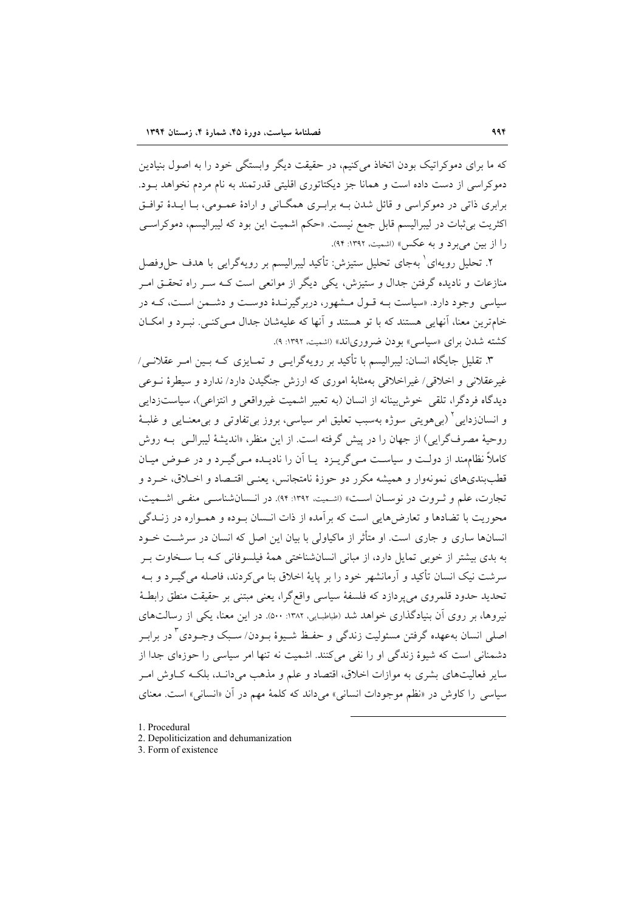که ما برای دموکراتیک بودن اتخاذ می‌کنیم، در حقیقت دیگر وابستگی خود را به اصول بنیادین دموکراسی از دست داده است و همانا جز دیکتاتوری اقلیتی قدرتمند به نام مردم نخواهد بود. برابری ذاتی در دموکراسی و قائل شدن به برابری همگانی و ارادهٔ عمومی، با ایدهٔ توافق اکثریت بی‌ثبات در لیبرالیسم قابل جمع نیست. «حکم اشمیت این بود که لیبرالیسم، دموکراسی را از بین می‌برد و به عکس» (اشمیت، ۱۳۹۲: ۹۴).

۲. تحلیل رویه‌ای[1] به‌جای تحلیل ستیزش: تأکید لیبرالیسم بر رویه‌گرایی با هدف حل‌وفصل منازعات و نادیده گرفتن جدال و ستیزش، یکی دیگر از موانعی است که سر راه تحقق امر سیاسی وجود دارد. «سیاست به قول مشهور، دربرگیرندهٔ دوست و دشمن است، که در خام‌ترین معنا، آنهایی هستند که با تو هستند و آنها که علیه‌شان جدال می‌کنی. نبرد و امکان کشته شدن برای «سیاسی» بودن ضروری‌اند» (اشمیت، ۱۳۹۲: ۹).

۳. تقلیل جایگاه انسان: لیبرالیسم با تأکید بر رویه‌گرایی و تمایزی که بین امر عقلانی/ غیرعقلانی و اخلاقی/ غیراخلاقی به‌مثابهٔ اموری که ارزش جنگیدن دارد/ ندارد و سیطرهٔ نوعی دیدگاه فردگرا، تلقی خوش‌بینانه از انسان (به تعبیر اشمیت غیرواقعی و انتزاعی)، سیاست‌زدایی و انسان‌زدایی[2] (بی‌هویتی سوژه به‌سبب تعلیق امر سیاسی، بروز بی‌تفاوتی و بی‌معنایی و غلبهٔ روحیهٔ مصرف‌گرایی) جهان را در پیش گرفته است. از این منظر، «اندیشهٔ لیبرالی به روش کاملاً نظام‌مند از دولت و سیاست می‌گریزد یا آن را نادیده می‌گیرد و در عوض میان قطب‌بندی‌های نمونه‌وار و همیشه مکرر دو حوزهٔ نامتجانس، یعنی اقتصاد و اخلاق، خرد و تجارت، علم و ثروت در نوسان است» (اشمیت، ۱۳۹۲: ۹۴). در انسان‌شناسی منفی اشمیت، محوریت با تضادها و تعارض‌هایی است که برآمده از ذات انسان بوده و همواره در زندگی انسان‌ها ساری و جاری است. او متأثر از ماکیاولی با بیان این اصل که انسان در سرشت خود به بدی بیشتر از خوبی تمایل دارد، از مبانی انسان‌شناختی همهٔ فیلسوفانی که با سخاوت بر سرشت نیک انسان تأکید و آرمانشهر خود را بر پایهٔ اخلاق بنا می‌کردند، فاصله می‌گیرد و به تحدید حدود قلمروی می‌پردازد که فلسفهٔ سیاسی واقع‌گرا، یعنی مبتنی بر حقیقت منطق رابطهٔ نیروها، بر روی آن بنیادگذاری خواهد شد (طباطبایی، ۱۳۸۲: ۵۰۰). در این معنا، یکی از رسالت‌های اصلی انسان به‌عهده گرفتن مسئولیت زندگی و حفظ شیوهٔ بودن/ سبک وجودی[3] در برابر دشمنانی است که شیوهٔ زندگی او را نفی می‌کنند. اشمیت نه تنها امر سیاسی را حوزه‌ای جدا از سایر فعالیت‌های بشری به موازات اخلاق، اقتصاد و علم و مذهب می‌داند، بلکه کاوش امر سیاسی را کاوش در «نظم موجودات انسانی» می‌داند که کلمهٔ مهم در آن «انسانی» است. معنای

---

1. Procedural
2. Depoliticization and dehumanization
3. Form of existence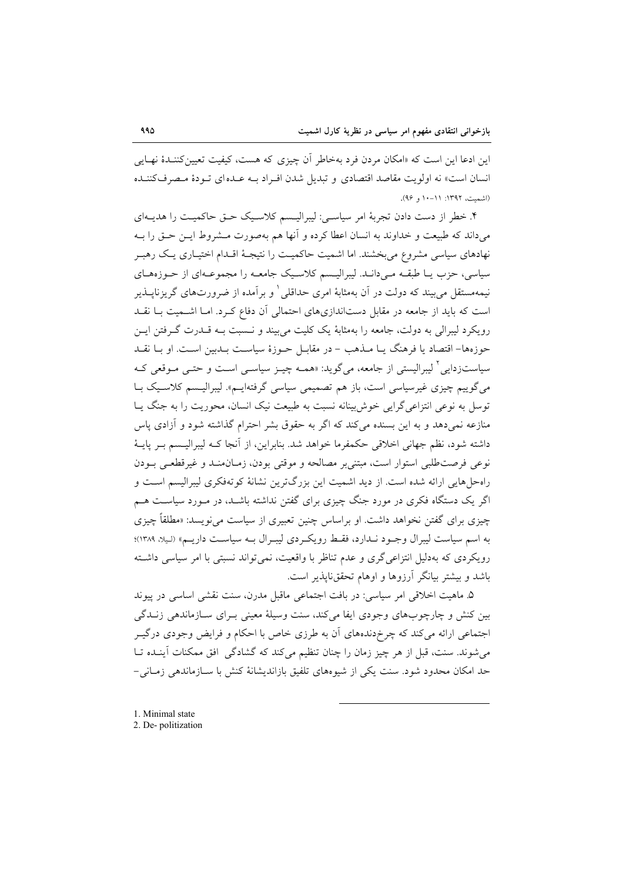این ادعا این است که «امکان مردن فرد به‌خاطر آن چیزی که هست، کیفیت تعیین‌کنندهٔ نهایی انسان است» نه اولویت مقاصد اقتصادی و تبدیل شدن افراد به عده‌ای تودهٔ مصرف‌کننده (اشمیت، ۱۳۹۲: ۱۱-۱۰ و ۹۶).

۴. خطر از دست دادن تجربهٔ امر سیاسی: لیبرالیسم کلاسیک حق حاکمیت را هدیه‌ای می‌داند که طبیعت و خداوند به انسان اعطا کرده و آنها هم به‌صورت مشروط این حق را به نهادهای سیاسی مشروع می‌بخشند. اما اشمیت حاکمیت را نتیجهٔ اقدام اختیاری یک رهبر سیاسی، حزب یا طبقه می‌داند. لیبرالیسم کلاسیک جامعه را مجموعه‌ای از حوزه‌های نیمه‌مستقل می‌بیند که دولت در آن به‌مثابهٔ امری حداقلی[1] و برآمده از ضرورت‌های گریزناپذیر است که باید از جامعه در مقابل دست‌اندازی‌های احتمالی آن دفاع کرد. اما اشمیت با نقد رویکرد لیبرالی به دولت، جامعه را به‌مثابهٔ یک کلیت می‌بیند و نسبت به قدرت گرفتن این حوزه‌ها- اقتصاد یا فرهنگ یا مذهب - در مقابل حوزهٔ سیاست بدبین است. او با نقد سیاست‌زدایی[2] لیبرالیستی از جامعه، می‌گوید: «همه چیز سیاسی است و حتی موقعی که می‌گوییم چیزی غیرسیاسی است، باز هم تصمیمی سیاسی گرفته‌ایم». لیبرالیسم کلاسیک با توسل به نوعی انتزاعی‌گرایی خوش‌بینانه نسبت به طبیعت نیک انسان، محوریت را به جنگ یا منازعه نمی‌دهد و به این بسنده می‌کند که اگر به حقوق بشر احترام گذاشته شود و آزادی پاس داشته شود، نظم جهانی اخلاقی حکمفرما خواهد شد. بنابراین، از آنجا که لیبرالیسم بر پایهٔ نوعی فرصت‌طلبی استوار است، مبتنی‌بر مصالحه و موقتی بودن، زمان‌مند و غیرقطعی بودن راه‌حل‌هایی ارائه شده است. از دید اشمیت این بزرگ‌ترین نشانهٔ کوته‌فکری لیبرالیسم است و اگر یک دستگاه فکری در مورد جنگ چیزی برای گفتن نداشته باشد، در مورد سیاست هم چیزی برای گفتن نخواهد داشت. او براساس چنین تعبیری از سیاست می‌نویسد: «مطلقاً چیزی به اسم سیاست لیبرال وجود ندارد، فقط رویکردی لیبرال به سیاست داریم» (لیلا، ۱۳۸۹)؛ رویکردی که به‌دلیل انتزاعی‌گری و عدم تناظر با واقعیت، نمی‌تواند نسبتی با امر سیاسی داشته باشد و بیشتر بیانگر آرزوها و اوهام تحقق‌ناپذیر است.

۵. ماهیت اخلاقی امر سیاسی: در بافت اجتماعی ماقبل مدرن، سنت نقشی اساسی در پیوند بین کنش و چارچوب‌های وجودی ایفا می‌کند، سنت وسیلهٔ معینی برای سازماندهی زندگی اجتماعی ارائه می‌کند که چرخ‌دنده‌های آن به طرزی خاص با احکام و فرایض وجودی درگیر می‌شوند. سنت، قبل از هر چیز زمان را چنان تنظیم می‌کند که گشادگی افق ممکنات آینده تا حد امکان محدود شود. سنت یکی از شیوه‌های تلفیق بازاندیشانهٔ کنش با سازماندهی زمانی-

1. Minimal state
2. De- politization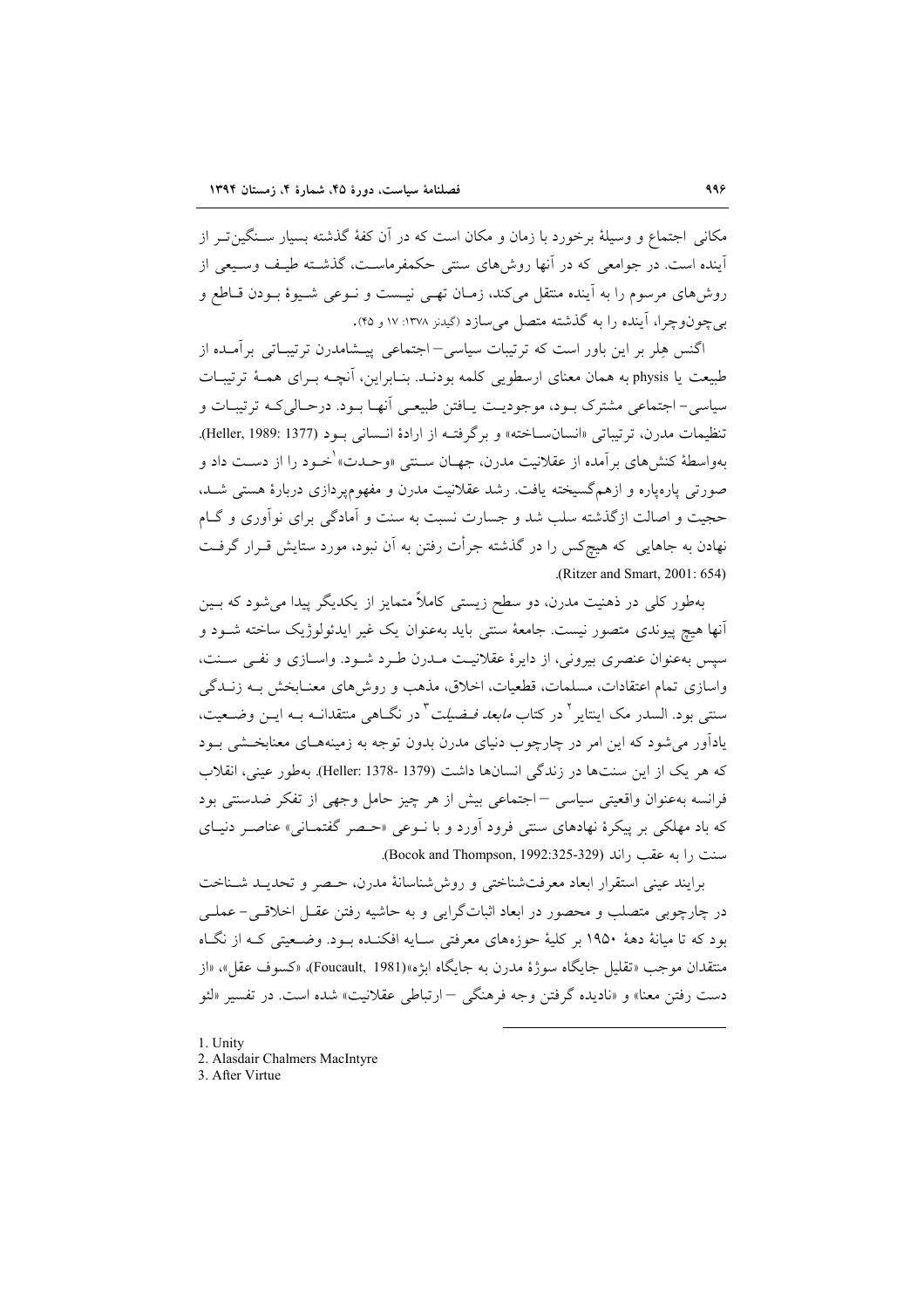مکانی اجتماع و وسیلهٔ برخورد با زمان و مکان است که در آن کفهٔ گذشته بسیار سنگین‌تر از آینده است. در جوامعی که در آنها روش‌های سنتی حکمفرماست، گذشته طیف وسیعی از روش‌های مرسوم را به آینده منتقل می‌کند، زمان تهی نیست و نوعی شیوهٔ بودن قاطع و بی‌چون‌وچرا، آینده را به گذشته متصل می‌سازد (گیدنز ۱۳۷۸: ۱۷ و ۴۵).

اگنس هِلِر بر این باور است که ترتیبات سیاسی– اجتماعی پیشامدرن ترتیباتی برآمده از طبیعت یا physis به همان معنای ارسطویی کلمه بودند. بنابراین، آنچه برای همهٔ ترتیبات سیاسی– اجتماعی مشترک بود، موجودیت یافتن طبیعی آنها بود. درحالی‌که ترتیبات و تنظیمات مدرن، ترتیباتی «انسان‌ساخته» و برگرفته از ارادهٔ انسانی بود (Heller, 1989: 1377). به‌واسطهٔ کنش‌های برآمده از عقلانیت مدرن، جهان سنتی «وحدت»[1] خود را از دست داد و صورتی پاره‌پاره و ازهم‌گسیخته یافت. رشد عقلانیت مدرن و مفهوم‌پردازی دربارهٔ هستی شد، حجیت و اصالت ازگذشته سلب شد و جسارت نسبت به سنت و آمادگی برای نوآوری و گام نهادن به جاهایی که هیچ‌کس را در گذشته جرأت رفتن به آن نبود، مورد ستایش قرار گرفت (Ritzer and Smart, 2001: 654).

به‌طور کلی در ذهنیت مدرن، دو سطح زیستی کاملاً متمایز از یکدیگر پیدا می‌شود که بین آنها هیچ پیوندی متصور نیست. جامعهٔ سنتی باید به‌عنوان یک غیر ایدئولوژیک ساخته شود و سپس به‌عنوان عنصری بیرونی، از دایرهٔ عقلانیت مدرن طرد شود. واسازی و نفی سنت، واسازی تمام اعتقادات، مسلمات، قطعیات، اخلاق، مذهب و روش‌های معنابخش به زندگی سنتی بود. السدر مک اینتایر[2] در کتاب *مابعد فضیلت*[3] در نگاهی منتقدانه به این وضعیت، یادآور می‌شود که این امر در چارچوب دنیای مدرن بدون توجه به زمینه‌های معنابخشی بود که هر یک از این سنت‌ها در زندگی انسان‌ها داشت (Heller: 1378- 1379). به‌طور عینی، انقلاب فرانسه به‌عنوان واقعیتی سیاسی – اجتماعی بیش از هر چیز حامل وجهی از تفکر ضدسنتی بود که باد مهلکی بر پیکرهٔ نهادهای سنتی فرود آورد و با نوعی «حصر گفتمانی» عناصر دنیای سنت را به عقب راند (Bocok and Thompson, 1992:325-329).

برایند عینی استقرار ابعاد معرفت‌شناختی و روش‌شناسانهٔ مدرن، حصر و تحدید شناخت در چارچوبی متصلب و محصور در ابعاد اثبات‌گرایی و به حاشیه رفتن عقل اخلاقی– عملی بود که تا میانهٔ دههٔ ۱۹۵۰ بر کلیهٔ حوزه‌های معرفتی سایه افکنده بود. وضعیتی که از نگاه منتقدان موجب «تقلیل جایگاه سوژهٔ مدرن به جایگاه ابژه»(Foucault, 1981)، «کسوف عقل»، «از دست رفتن معنا» و «نادیده گرفتن وجه فرهنگی – ارتباطی عقلانیت» شده است. در تفسیر «لئو

---

1. Unity
2. Alasdair Chalmers MacIntyre
3. After Virtue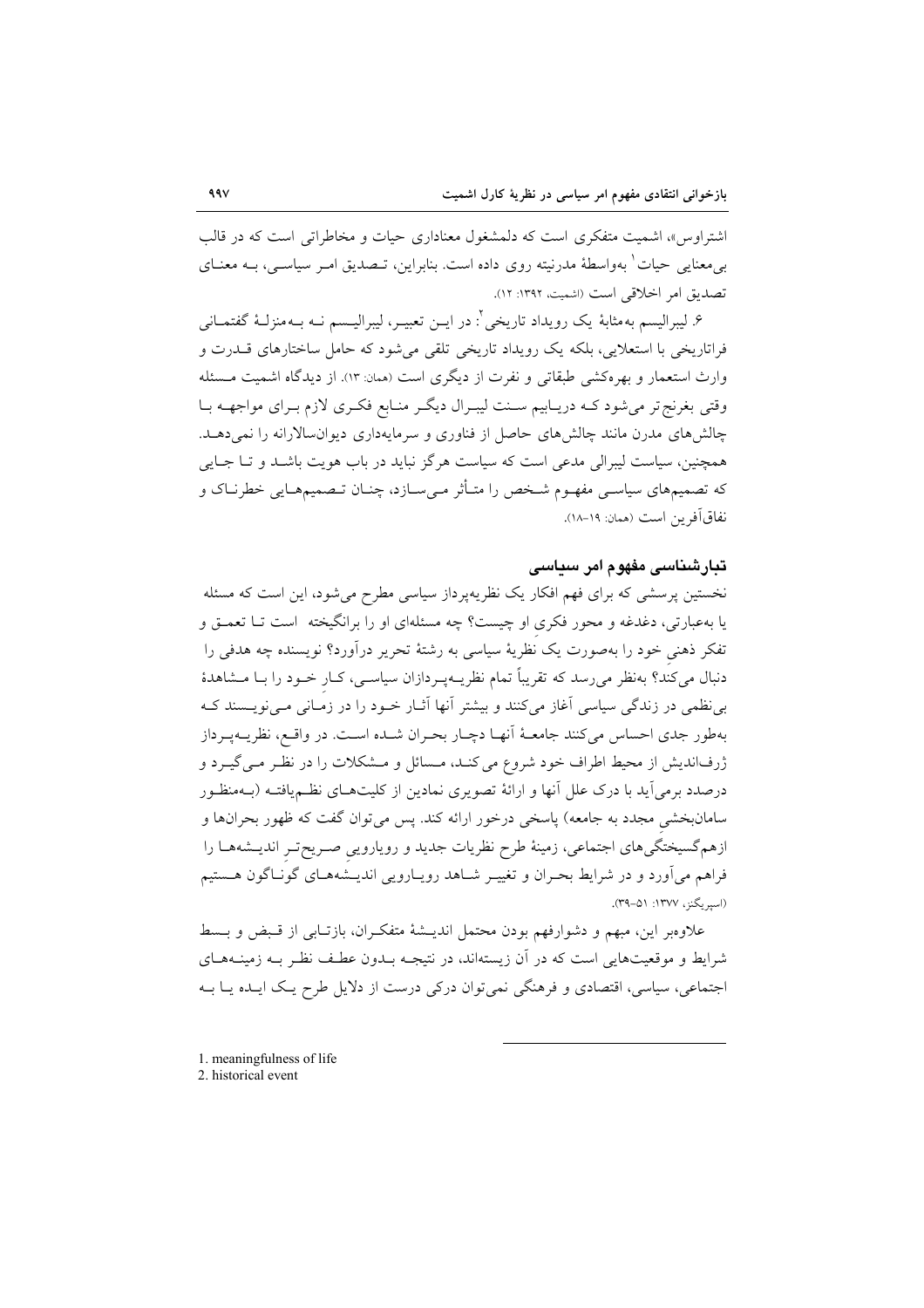اشتراوس»، اشمیت متفکری است که دلمشغول معناداری حیات و مخاطراتی است که در قالب بی‌معنایی حیات[1] به‌واسطهٔ مدرنیته روی داده است. بنابراین، تصدیق امر سیاسی، به معنای تصدیق امر اخلاقی است (اشمیت، ۱۳۹۲: ۱۲).

۶. لیبرالیسم به‌مثابهٔ یک رویداد تاریخی[2]: در این تعبیر، لیبرالیسم نه به‌منزلهٔ گفتمانی فراتاریخی با استعلایی، بلکه یک رویداد تاریخی تلقی می‌شود که حامل ساختارهای قدرت و وارث استعمار و بهره‌کشی طبقاتی و نفرت از دیگری است (همان: ۱۳). از دیدگاه اشمیت مسئله وقتی بغرنج‌تر می‌شود که دریابیم سنت لیبرال دیگر منابع فکری لازم برای مواجهه با چالش‌های مدرن مانند چالش‌های حاصل از فناوری و سرمایه‌داری دیوان‌سالارانه را نمی‌دهد. همچنین، سیاست لیبرالی مدعی است که سیاست هرگز نباید در باب هویت باشد و تا جایی که تصمیم‌های سیاسی مفهوم شخص را متأثر می‌سازد، چنان تصمیم‌هایی خطرناک و نفاق‌آفرین است (همان: ۱۹-۱۸).

## تبارشناسی مفهوم امر سیاسی

نخستین پرسشی که برای فهم افکار یک نظریه‌پرداز سیاسی مطرح می‌شود، این است که مسئله یا به‌عبارتی، دغدغه و محور فکری او چیست؟ چه مسئله‌ای او را برانگیخته است تا تعمق و تفکر ذهنی خود را به‌صورت یک نظریهٔ سیاسی به رشتهٔ تحریر درآورد؟ نویسنده چه هدفی را دنبال می‌کند؟ به‌نظر می‌رسد که تقریباً تمام نظریه‌پردازان سیاسی، کارِ خود را با مشاهدهٔ بی‌نظمی در زندگی سیاسی آغاز می‌کنند و بیشتر آنها آثار خود را در زمانی می‌نویسند که به‌طور جدی احساس می‌کنند جامعهٔ آنها دچار بحران شده است. در واقع، نظریه‌پرداز ژرف‌اندیش از محیط اطراف خود شروع می‌کند، مسائل و مشکلات را در نظر می‌گیرد و درصدد برمی‌آید با درک علل آنها و ارائهٔ تصویری نمادین از کلیت‌های نظم‌یافته (به‌منظور سامان‌بخشیِ مجدد به جامعه) پاسخی درخور ارائه کند. پس می‌توان گفت که ظهور بحران‌ها و ازهم‌گسیختگی‌های اجتماعی، زمینهٔ طرح نظریات جدید و رویارویی صریح‌تر اندیشه‌ها را فراهم می‌آورد و در شرایط بحران و تغییر شاهد رویارویی اندیشه‌های گوناگون هستیم (اسپریگنز، ۱۳۷۷: ۵۱-۳۹).

علاوه‌بر این، مبهم و دشوارفهم بودن محتمل اندیشهٔ متفکران، بازتابی از قبض و بسط شرایط و موقعیت‌هایی است که در آن زیسته‌اند، در نتیجه بدون عطف نظر به زمینه‌های اجتماعی، سیاسی، اقتصادی و فرهنگی نمی‌توان درکی درست از دلایل طرح یک ایده یا به

---

1. meaningfulness of life
2. historical event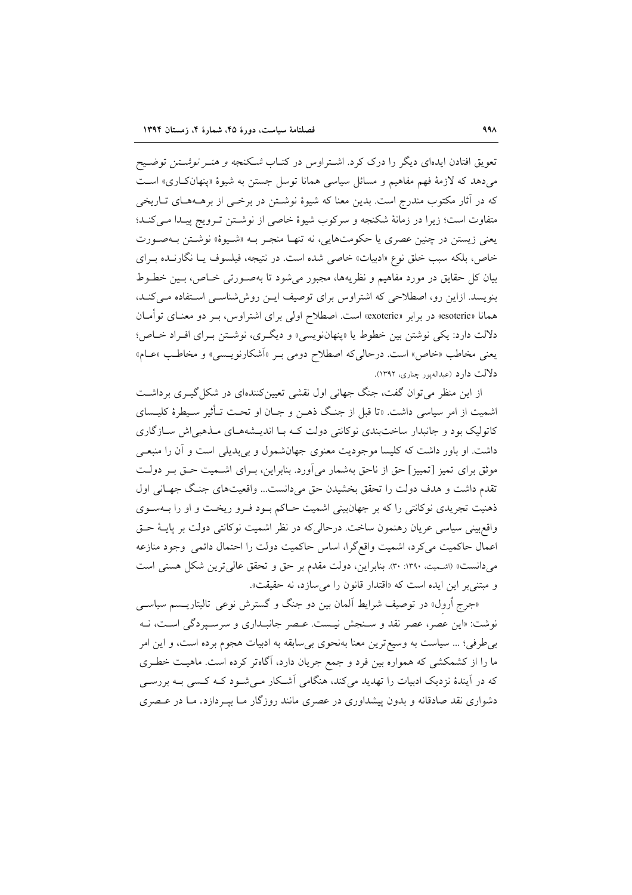تعویق افتادن ایده‌ای دیگر را درک کرد. اشتراوس در کتاب *شکنجه و هنر نوشتن* توضیح می‌دهد که لازمهٔ فهم مفاهیم و مسائل سیاسی همانا توسل جستن به شیوهٔ «پنهان‌کاری» است که در آثار مکتوب مندرج است. بدین معنا که شیوهٔ نوشتن در برخی از برهه‌های تاریخی متفاوت است؛ زیرا در زمانهٔ شکنجه و سرکوب شیوهٔ خاصی از نوشتن ترویج پیدا می‌کند؛ یعنی زیستن در چنین عصری یا حکومت‌هایی، نه تنها منجر به «شیوهٔ» نوشتن به‌صورت خاص، بلکه سبب خلق نوع «ادبیات» خاصی شده است. در نتیجه، فیلسوف یا نگارنده برای بیان کل حقایق در مورد مفاهیم و نظریه‌ها، مجبور می‌شود تا به‌صورتی خاص، بین خطوط بنویسد. ازاین رو، اصطلاحی که اشتراوس برای توصیف این روش‌شناسی استفاده می‌کند، همانا «esoteric» در برابر «exoteric» است. اصطلاح اولی برای اشتراوس، بر دو معنای توأمان دلالت دارد: یکی نوشتن بین خطوط یا «پنهان‌نویسی» و دیگری، نوشتن برای افراد خاص؛ یعنی مخاطب «خاص» است. درحالی‌که اصطلاح دومی بر «آشکارنویسی» و مخاطب «عام» دلالت دارد (عبدالله‌پور چناری، ۱۳۹۲).

از این منظر می‌توان گفت، جنگ جهانی اول نقشی تعیین‌کننده‌ای در شکل‌گیری برداشت اشمیت از امر سیاسی داشت. «تا قبل از جنگ ذهن و جان او تحت تأثیر سیطرهٔ کلیسای کاتولیک بود و جانبدار ساخت‌بندی نوکانتی دولت که با اندیشه‌های مذهبی‌اش سازگاری داشت. او باور داشت که کلیسا موجودیت معنوی جهان‌شمول و بی‌بدیلی است و آن را منبعی موثق برای تمیز [تمییز] حق از ناحق به‌شمار می‌آورد. بنابراین، برای اشمیت حق بر دولت تقدم داشت و هدف دولت را تحقق بخشیدن حق می‌دانست... واقعیت‌های جنگ جهانی اول ذهنیت تجریدی نوکانتی را که بر جهان‌بینی اشمیت حاکم بود فرو ریخت و او را به‌سوی واقع‌بینی سیاسی عریان رهنمون ساخت. درحالی‌که در نظر اشمیت نوکانتی دولت بر پایهٔ حق اعمال حاکمیت می‌کرد، اشمیت واقع‌گرا، اساس حاکمیت دولت را احتمال دائمی وجود منازعه می‌دانست» (اشمیت، ۱۳۹۰: ۳۰). بنابراین، دولت مقدم بر حق و تحقق عالی‌ترین شکل هستی است و مبتنی‌بر این ایده است که «اقتدار قانون را می‌سازد، نه حقیقت».

«جرج اُرولِ» در توصیف شرایط آلمان بین دو جنگ و گسترش نوعی تالیتاریسم سیاسی نوشت: «این عصر، عصر نقد و سنجش نیست. عصر جانبداری و سرسپردگی است، نه بی‌طرفی؛ ... سیاست به وسیع‌ترین معنا به‌نحوی بی‌سابقه به ادبیات هجوم برده است، و این امر ما را از کشمکشی که همواره بین فرد و جمع جریان دارد، آگاه‌تر کرده است. ماهیت خطری که در آیندهٔ نزدیک ادبیات را تهدید می‌کند، هنگامی آشکار می‌شود که کسی به بررسی دشواری نقد صادقانه و بدون پیشداوری در عصری مانند روزگار ما بپردازد. ما در عصری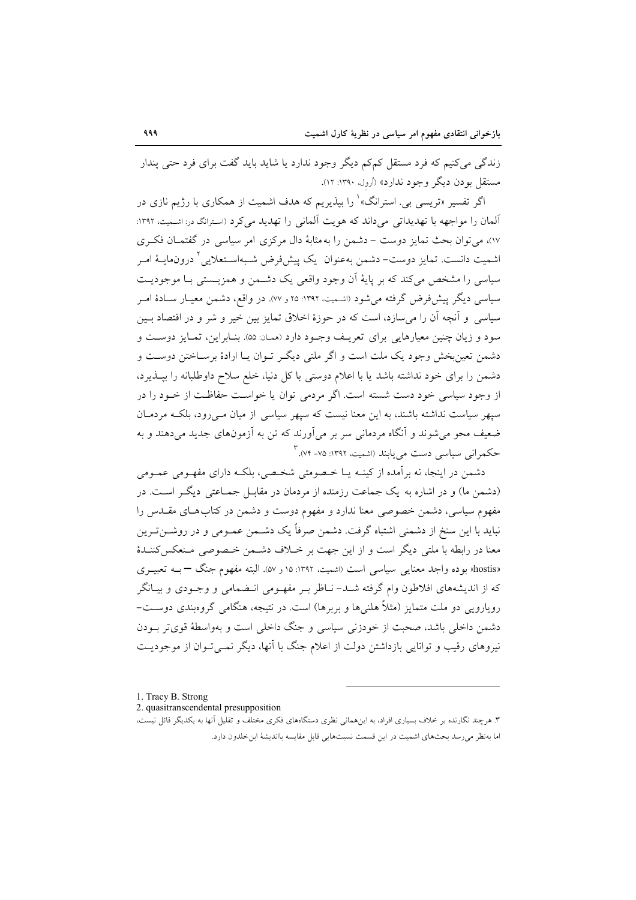زندگی می‌کنیم که فرد مستقل کم‌کم دیگر وجود ندارد یا شاید باید گفت برای فرد حتی پندار مستقل بودن دیگر وجود ندارد» (آرول، ۱۳۹۰: ۱۲).

اگر تفسیر «تریسی بی. استرانگ»[1] را بپذیریم که هدف اشمیت از همکاری با رژیم نازی در آلمان را مواجهه با تهدیداتی می‌داند که هویت آلمانی را تهدید می‌کرد (استرانگ در: اشمیت، ۱۳۹۲: ۱۷)، می‌توان بحث تمایز دوست - دشمن را به‌مثابهٔ دال مرکزی امر سیاسی در گفتمان فکری اشمیت دانست. تمایز دوست- دشمن به‌عنوان یک پیش‌فرض شبه‌استعلایی[2] درون‌مایهٔ امر سیاسی را مشخص می‌کند که بر پایهٔ آن وجود واقعی یک دشمن و همزیستی با موجودیت سیاسی دیگر پیش‌فرض گرفته می‌شود (اشمیت، ۱۳۹۲: ۲۵ و ۷۷). در واقع، دشمن معیار سادهٔ امر سیاسی و آنچه آن را می‌سازد، است که در حوزهٔ اخلاق تمایز بین خیر و شر و در اقتصاد بین سود و زیان چنین معیارهایی برای تعریف وجود دارد (همان: ۵۵). بنابراین، تمایز دوست و دشمن تعین‌بخش وجود یک ملت است و اگر ملتی دیگر توان یا ارادهٔ برساختن دوست و دشمن را برای خود نداشته باشد یا با اعلام دوستی با کل دنیا، خلع سلاح داوطلبانه را بپذیرد، از وجود سیاسی خود دست شسته است. اگر مردمی توان یا خواست حفاظت از خود را در سپهر سیاست نداشته باشند، به این معنا نیست که سپهر سیاسی از میان می‌رود، بلکه مردمان ضعیف محو می‌شوند و آنگاه مردمانی سر بر می‌آورند که تن به آزمون‌های جدید می‌دهند و به حکمرانی سیاسی دست می‌یابند (اشمیت، ۱۳۹۲: ۷۵- ۷۴).[3]

دشمن در اینجا، نه برآمده از کینه یا خصومتی شخصی، بلکه دارای مفهومی عمومی (دشمن ما) و در اشاره به یک جماعت رزمنده از مردمان در مقابل جماعتی دیگر است. در مفهوم سیاسی، دشمن خصوصی معنا ندارد و مفهوم دوست و دشمن در کتاب‌های مقدس را نباید با این سنخ از دشمنی اشتباه گرفت. دشمن صرفاً یک دشمن عمومی و در روشن‌ترین معنا در رابطه با ملتی دیگر است و از این جهت بر خلاف دشمن خصوصی منعکس‌کنندهٔ «hostis» بوده واجد معنایی سیاسی است (اشمیت، ۱۳۹۲: ۱۵ و ۵۷). البته مفهوم جنگ – به تعبیری که از اندیشه‌های افلاطون وام گرفته شد- ناظر بر مفهومی انضمامی و وجودی و بیانگر رویارویی دو ملت متمایز (مثلاً هلنی‌ها و بربرها) است. در نتیجه، هنگامی گروه‌بندی دوست- دشمن داخلی باشد، صحبت از خودزنی سیاسی و جنگ داخلی است و به‌واسطهٔ قوی‌تر بودن نیروهای رقیب و توانایی بازداشتن دولت از اعلام جنگ با آنها، دیگر نمی‌توان از موجودیت

---

1. Tracy B. Strong
2. quasitranscendental presupposition
3. هرچند نگارنده بر خلاف بسیاری افراد، به این‌همانی نظری دستگاه‌های فکری مختلف و تقلیل آنها به یکدیگر قائل نیست، اما به‌نظر می‌رسد بحث‌های اشمیت در این قسمت نسبت‌هایی قابل مقایسه بااندیشهٔ ابن‌خلدون دارد.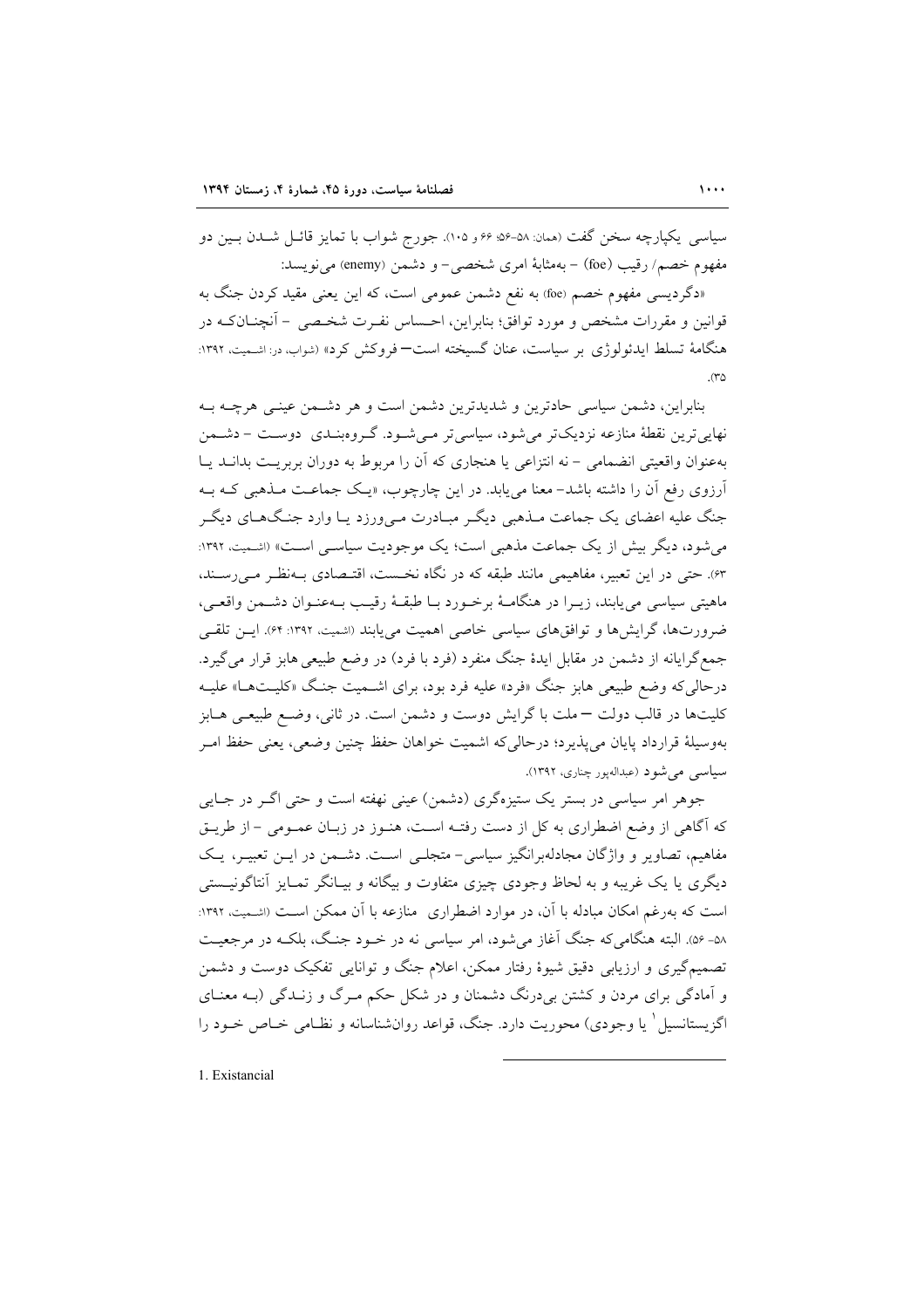سیاسی یکپارچه سخن گفت (همان: ۵۸-۵۶؛ ۶۶ و ۱۰۵). جورج شواب با تمایز قائل شدن بین دو مفهوم خصم/ رقیب (foe) - به‌مثابهٔ امری شخصی- و دشمن (enemy) می‌نویسد:

«دگردیسی مفهوم خصم (foe) به نفع دشمن عمومی است، که این یعنی مقید کردن جنگ به قوانین و مقررات مشخص و مورد توافق؛ بنابراین، احساس نفرت شخصی - آنچنان‌که در هنگامهٔ تسلط ایدئولوژی بر سیاست، عنان گسیخته است— فروکش کرد» (شواب، در: اشمیت، ۱۳۹۲: ۳۵).

بنابراین، دشمن سیاسی حادترین و شدیدترین دشمن است و هر دشمن عینی هرچه به نهایی‌ترین نقطهٔ منازعه نزدیک‌تر می‌شود، سیاسی‌تر می‌شود. گروه‌بندی دوست - دشمن به‌عنوان واقعیتی انضمامی - نه انتزاعی یا هنجاری که آن را مربوط به دوران بربریت بداند یا آرزوی رفع آن را داشته باشد- معنا می‌یابد. در این چارچوب، «یک جماعت مذهبی که به جنگ علیه اعضای یک جماعت مذهبی دیگر مبادرت می‌ورزد یا وارد جنگ‌های دیگر می‌شود، دیگر بیش از یک جماعت مذهبی است؛ یک موجودیت سیاسی است» (اشمیت، ۱۳۹۲: ۶۳). حتی در این تعبیر، مفاهیمی مانند طبقه که در نگاه نخست، اقتصادی به‌نظر می‌رسند، ماهیتی سیاسی می‌یابند، زیرا در هنگامهٔ برخورد با طبقهٔ رقیب به‌عنوان دشمن واقعی، ضرورت‌ها، گرایش‌ها و توافق‌های سیاسی خاصی اهمیت می‌یابند (اشمیت، ۱۳۹۲: ۶۴). این تلقی جمع‌گرایانه از دشمن در مقابل ایدهٔ جنگ منفرد (فرد با فرد) در وضع طبیعی هابز قرار می‌گیرد. درحالی‌که وضع طبیعی هابز جنگ «فرد» علیه فرد بود، برای اشمیت جنگ «کلیت‌ها» علیه کلیت‌ها در قالب دولت — ملت با گرایش دوست و دشمن است. در ثانی، وضع طبیعی هابز به‌وسیلهٔ قرارداد پایان می‌پذیرد؛ درحالی‌که اشمیت خواهان حفظ چنین وضعی، یعنی حفظ امر سیاسی می‌شود (عبدالله‌پور چناری، ۱۳۹۲).

جوهر امر سیاسی در بستر یک ستیزه‌گری (دشمن) عینی نهفته است و حتی اگر در جایی که آگاهی از وضع اضطراری به کل از دست رفته است، هنوز در زبان عمومی - از طریق مفاهیم، تصاویر و واژگان مجادله‌برانگیز سیاسی- متجلی است. دشمن در این تعبیر، یک دیگری یا یک غریبه و به لحاظ وجودی چیزی متفاوت و بیگانه و بیانگر تمایز آنتاگونیستی است که به‌رغم امکان مبادله با آن، در موارد اضطراری منازعه با آن ممکن است (اشمیت، ۱۳۹۲: ۵۸- ۵۶). البته هنگامی‌که جنگ آغاز می‌شود، امر سیاسی نه در خود جنگ، بلکه در مرجعیت تصمیم‌گیری و ارزیابی دقیق شیوهٔ رفتار ممکن، اعلام جنگ و توانایی تفکیک دوست و دشمن و آمادگی برای مردن و کشتن بی‌درنگ دشمنان و در شکل حکم مرگ و زندگی (به معنای اگزیستانسیل[1] یا وجودی) محوریت دارد. جنگ، قواعد روان‌شناسانه و نظامی خاص خود را

1. Existancial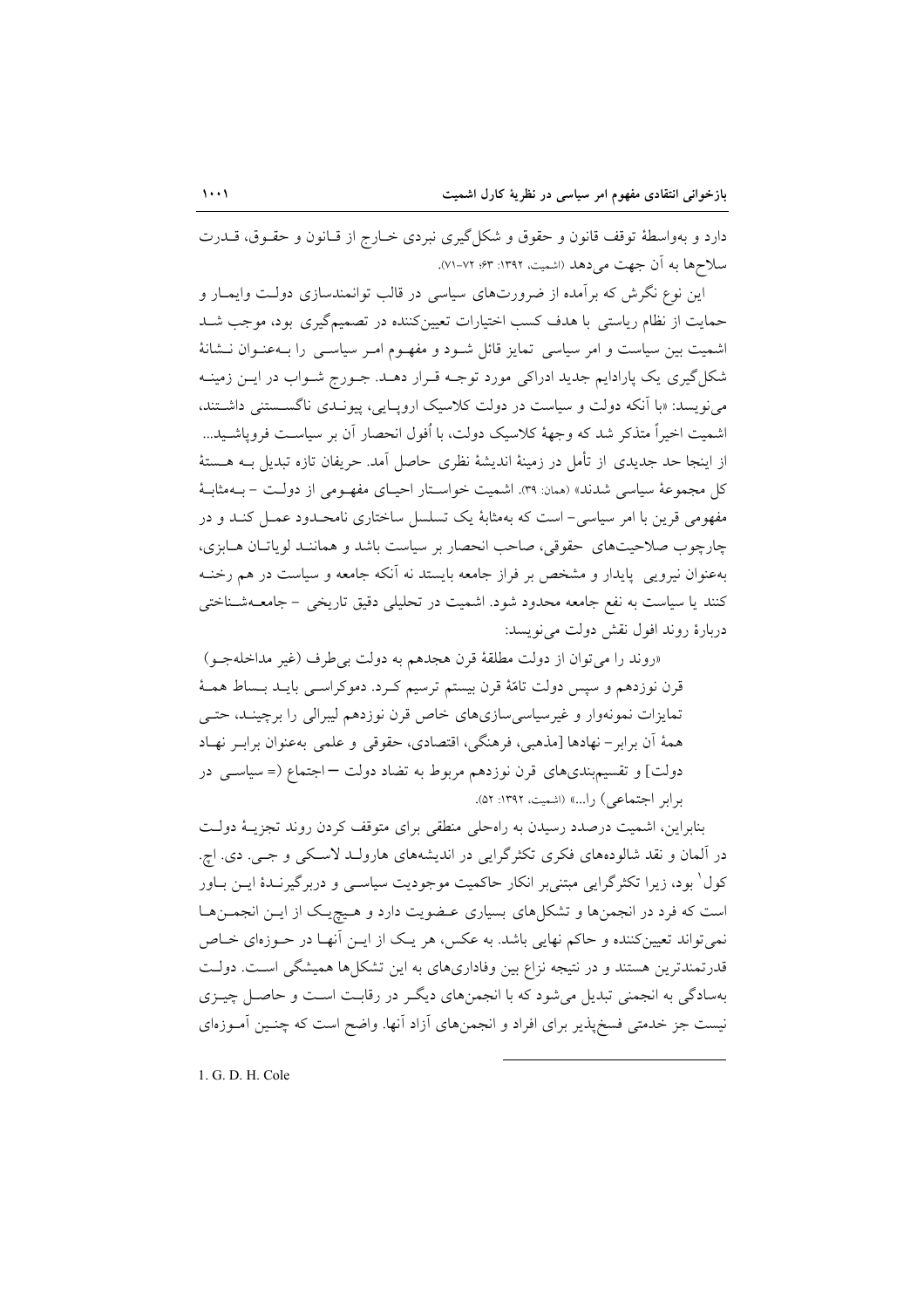دارد و به‌واسطهٔ توقف قانون و حقوق و شکل‌گیری نبردی خارج از قانون و حقوق، قدرت سلاح‌ها به آن جهت می‌دهد (اشمیت، ۱۳۹۲: ۶۳؛ ۷۲-۷۱).

این نوع نگرش که برآمده از ضرورت‌های سیاسی در قالب توانمندسازی دولت وایمار و حمایت از نظام ریاستی با هدف کسب اختیارات تعیین‌کننده در تصمیم‌گیری بود، موجب شد اشمیت بین سیاست و امر سیاسی تمایز قائل شود و مفهوم امر سیاسی را به‌عنوان نشانهٔ شکل‌گیری یک پارادایم جدید ادراکی مورد توجه قرار دهد. جورج شواب در این زمینه می‌نویسد: «با آنکه دولت و سیاست در دولت کلاسیک اروپایی، پیوندی ناگسستنی داشتند، اشمیت اخیراً متذکر شد که وجهٔ کلاسیک دولت، با اُفول انحصار آن بر سیاست فروپاشید... از اینجا حد جدیدی از تأمل در زمینهٔ اندیشهٔ نظری حاصل آمد. حریفان تازه تبدیل به هستهٔ کل مجموعهٔ سیاسی شدند» (همان: ۳۹). اشمیت خواستار احیای مفهومی از دولت – به‌مثابهٔ مفهومی قرین با امر سیاسی– است که به‌مثابهٔ یک تسلسل ساختاری نامحدود عمل کند و در چارچوب صلاحیت‌های حقوقی، صاحب انحصار بر سیاست باشد و همانند لویاتان هابزی، به‌عنوان نیرویی پایدار و مشخص بر فراز جامعه بایستد نه آنکه جامعه و سیاست در هم رخنه کنند یا سیاست به نفع جامعه محدود شود. اشمیت در تحلیلی دقیق تاریخی – جامعه‌شناختی دربارهٔ روند افول نقش دولت می‌نویسد:

> «روند را می‌توان از دولت مطلقهٔ قرن هجدهم به دولت بی‌طرف (غیر مداخله‌جو) قرن نوزدهم و سپس دولت تامّهٔ قرن بیستم ترسیم کرد. دموکراسی باید بساط همهٔ تمایزات نمونه‌وار و غیرسیاسی‌سازی‌های خاص قرن نوزدهم لیبرالی را برچیند، حتی همهٔ آن برابر– نهادها [مذهبی، فرهنگی، اقتصادی، حقوقی و علمی به‌عنوان برابر نهاد دولت] و تقسیم‌بندی‌های قرن نوزدهم مربوط به تضاد دولت – اجتماع (= سیاسی در برابر اجتماعی) را...» (اشمیت، ۱۳۹۲: ۵۲).

بنابراین، اشمیت درصدد رسیدن به راه‌حلی منطقی برای متوقف کردن روند تجزیهٔ دولت در آلمان و نقد شالوده‌های فکری تکثرگرایی در اندیشه‌های هارولد لاسکی و جی. دی. اچ. کول[1] بود، زیرا تکثرگرایی مبتنی‌بر انکار حاکمیت موجودیت سیاسی و دربرگیرندهٔ این باور است که فرد در انجمن‌ها و تشکل‌های بسیاری عضویت دارد و هیچ‌یک از این انجمن‌ها نمی‌تواند تعیین‌کننده و حاکم نهایی باشد. به عکس، هر یک از این آنها در حوزه‌ای خاص قدرتمندترین هستند و در نتیجه نزاع بین وفاداری‌های به این تشکل‌ها همیشگی است. دولت به‌سادگی به انجمنی تبدیل می‌شود که با انجمن‌های دیگر در رقابت است و حاصل چیزی نیست جز خدمتی فسخ‌پذیر برای افراد و انجمن‌های آزاد آنها. واضح است که چنین آموزه‌ای

1. G. D. H. Cole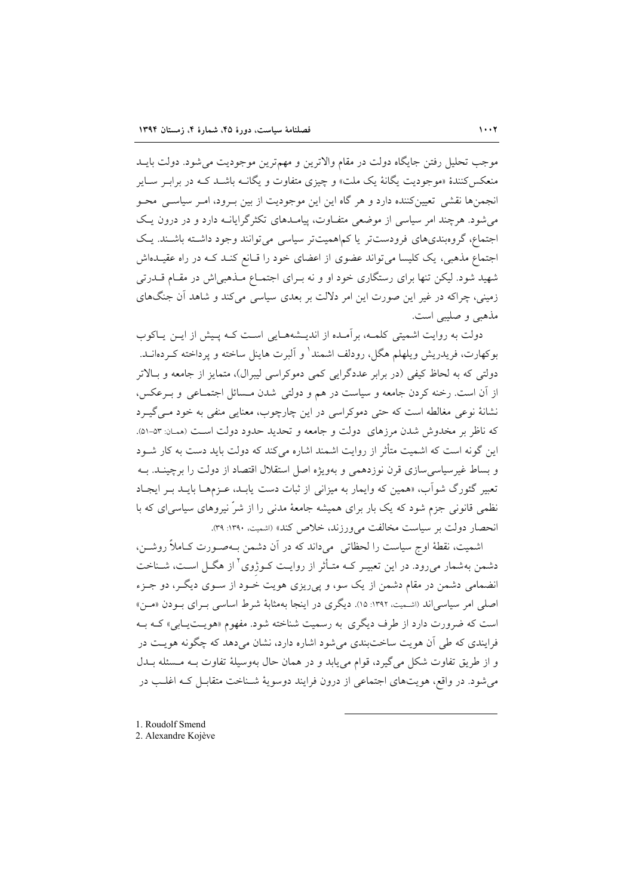موجب تحلیل رفتن جایگاه دولت در مقام والاترین و مهم‌ترین موجودیت می‌شود. دولت باید منعکس‌کنندهٔ «موجودیت یگانهٔ یک ملت» و چیزی متفاوت و یگانه باشد که در برابر سایر انجمن‌ها نقشی تعیین‌کننده دارد و هر گاه این این موجودیت از بین برود، امر سیاسی محو می‌شود. هرچند امر سیاسی از موضعی متفاوت، پیامدهای تکثرگرایانه دارد و در درون یک اجتماع، گروه‌بندی‌های فرودست‌تر یا کم‌اهمیت‌تر سیاسی می‌توانند وجود داشته باشند. یک اجتماع مذهبی، یک کلیسا می‌تواند عضوی از اعضای خود را قانع کند که در راه عقیده‌اش شهید شود. لیکن تنها برای رستگاری خود او و نه برای اجتماع مذهبی‌اش در مقام قدرتی زمینی، چراکه در غیر این صورت این امر دلالت بر بعدی سیاسی می‌کند و شاهد آن جنگ‌های مذهبی و صلیبی است.

دولت به روایت اشمیتی کلمه، برآمده از اندیشه‌هایی است که پیش از این یاکوب بوکهارت، فریدریش ویلهلم هگل، رودلف اشمند[1] و آلبرت هاینل ساخته و پرداخته کرده‌اند. دولتی که به لحاظ کیفی (در برابر عددگرایی کمی دموکراسی لیبرال)، متمایز از جامعه و بالاتر از آن است. رخنه کردن جامعه و سیاست در هم و دولتی شدن مسائل اجتماعی و برعکس، نشانهٔ نوعی مغالطه است که حتی دموکراسی در این چارچوب، معنایی منفی به خود می‌گیرد که ناظر بر مخدوش شدن مرزهای دولت و جامعه و تحدید حدود دولت است (همان: ۵۳-۵۱). این گونه است که اشمیت متأثر از روایت اشمند اشاره می‌کند که دولت باید دست به کار شود و بساط غیرسیاسی‌سازی قرن نوزدهمی و به‌ویژه اصل استقلال اقتصاد از دولت را برچیند. به تعبیر گئورگ شوآب، «همین که وایمار به میزانی از ثبات دست یابد، عزم‌ها باید بر ایجاد نظمی قانونی جزم شود که یک بار برای همیشه جامعهٔ مدنی را از شرّ نیروهای سیاسی‌ای که با انحصار دولت بر سیاست مخالفت می‌ورزند، خلاص کند» (اشمیت، ۱۳۹۰: ۳۹).

اشمیت، نقطهٔ اوج سیاست را لحظاتی می‌داند که در آن دشمن به‌صورت کاملاً روشن، دشمن به‌شمار می‌رود. در این تعبیر که متأثر از روایت کوژوی[2] از هگل است، شناخت انضمامی دشمن در مقام دشمن از یک سو، و پی‌ریزی هویت خود از سوی دیگر، دو جزء اصلی امر سیاسی‌اند (اشمیت، ۱۳۹۲: ۱۵). دیگری در اینجا به‌مثابهٔ شرط اساسی برای بودن «من» است که ضرورت دارد از طرف دیگری به رسمیت شناخته شود. مفهوم «هویت‌یابی» که به فرایندی که طی آن هویت ساخت‌بندی می‌شود اشاره دارد، نشان می‌دهد که چگونه هویت در و از طریق تفاوت شکل می‌گیرد، قوام می‌یابد و در همان حال به‌وسیلهٔ تفاوت به مسئله بدل می‌شود. در واقع، هویت‌های اجتماعی از درون فرایند دوسویهٔ شناخت متقابل که اغلب در

---

1. Roudolf Smend
2. Alexandre Kojève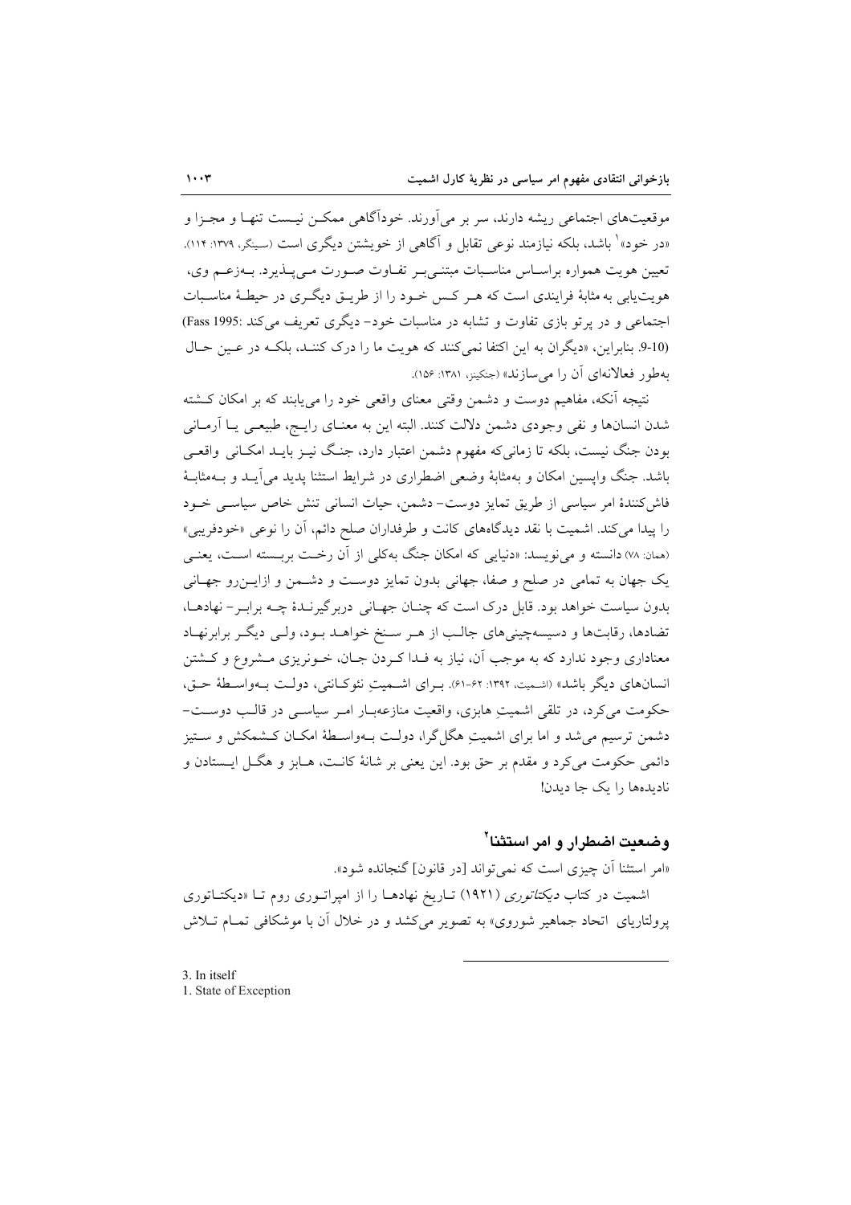موقعیت‌های اجتماعی ریشه دارند، سر بر می‌آورند. خودآگاهی ممکن نیست تنها و مجزا و «در خود»[3] باشد، بلکه نیازمند نوعی تقابل و آگاهی از خویشتن دیگری است (سینگر، ۱۳۷۹: ۱۱۴). تعیین هویت همواره براساس مناسبات مبتنی‌بر تفاوت صورت می‌پذیرد. به‌زعم وی، هویت‌یابی به مثابهٔ فرایندی است که هر کس خود را از طریق دیگری در حیطهٔ مناسبات اجتماعی و در پرتو بازی تفاوت و تشابه در مناسبات خود- دیگری تعریف می‌کند (Fass 1995: 9-10). بنابراین، «دیگران به این اکتفا نمی‌کنند که هویت ما را درک کنند، بلکه در عین حال به‌طور فعالانه‌ای آن را می‌سازند» (جنکینز، ۱۳۸۱: ۱۵۶).

نتیجه آنکه، مفاهیم دوست و دشمن وقتی معنای واقعی خود را می‌یابند که بر امکان کشته شدن انسان‌ها و نفی وجودی دشمن دلالت کنند. البته این به معنای رایج، طبیعی یا آرمانی بودن جنگ نیست، بلکه تا زمانی‌که مفهوم دشمن اعتبار دارد، جنگ نیز باید امکانی واقعی باشد. جنگ واپسین امکان و به‌مثابهٔ وضعی اضطراری در شرایط استثنا پدید می‌آید و به‌مثابهٔ فاش‌کنندهٔ امر سیاسی از طریق تمایز دوست- دشمن، حیات انسانی تنش خاص سیاسی خود را پیدا می‌کند. اشمیت با نقد دیدگاه‌های کانت و طرفداران صلح دائم، آن را نوعی «خودفریبی» (همان: ۷۸) دانسته و می‌نویسد: «دنیایی که امکان جنگ به‌کلی از آن رخت بربسته است، یعنی یک جهان به تمامی در صلح و صفا، جهانی بدون تمایز دوست و دشمن و ازاین‌رو جهانی بدون سیاست خواهد بود. قابل درک است که چنان جهانی دربرگیرندهٔ چه برابر- نهادها، تضادها، رقابت‌ها و دسیسه‌چینی‌های جالب از هر سنخ خواهد بود، ولی دیگر برابرنهاد معناداری وجود ندارد که به موجب آن، نیاز به فدا کردن جان، خونریزی مشروع و کشتن انسان‌های دیگر باشد» (اشمیت، ۱۳۹۲: ۶۲-۶۱). برای اشمیتِ نئوکانتی، دولت به‌واسطهٔ حق، حکومت می‌کرد، در تلقی اشمیتِ هابزی، واقعیت منازعه‌بار امر سیاسی در قالب دوست- دشمن ترسیم می‌شد و اما برای اشمیتِ هگل‌گرا، دولت به‌واسطهٔ امکان کشمکش و ستیز دائمی حکومت می‌کرد و مقدم بر حق بود. این یعنی بر شانهٔ کانت، هابز و هگل ایستادن و نادیده‌ها را یک جا دیدن!

## وضعیت اضطرار و امر استثنا[1]

«امر استثنا آن چیزی است که نمی‌تواند [در قانون] گنجانده شود».

اشمیت در کتاب *دیکتاتوری* (۱۹۲۱) تاریخ نهادها را از امپراتوری روم تا «دیکتاتوری پرولتاریای اتحاد جماهیر شوروی» به تصویر می‌کشد و در خلال آن با موشکافی تمام تلاش

---

3. In itself
1. State of Exception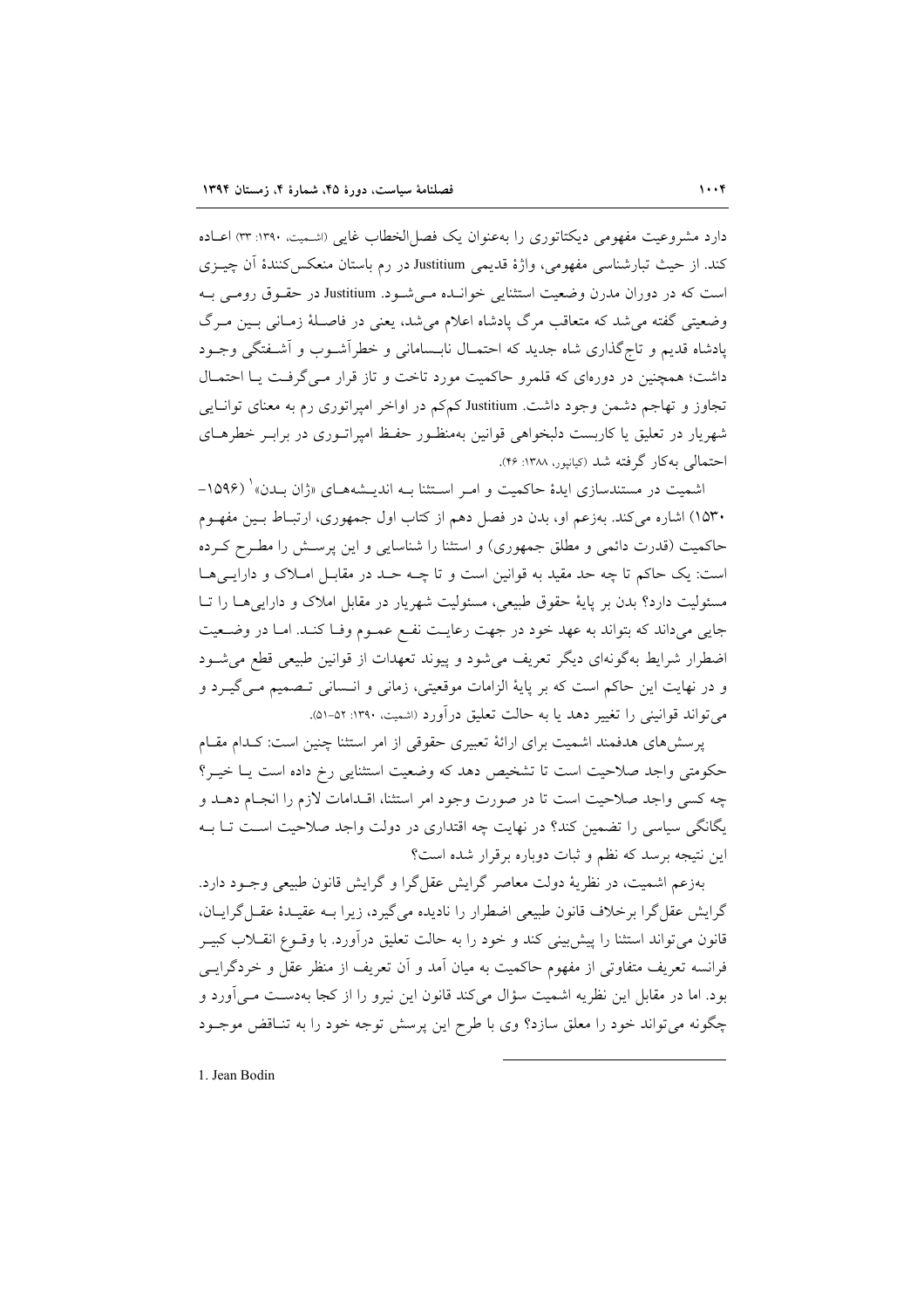دارد مشروعیت مفهومی دیکتاتوری را به‌عنوان یک فصل‌الخطاب غایی (اشمیت، ۱۳۹۰: ۳۳) اعاده کند. از حیث تبارشناسی مفهومی، واژهٔ قدیمی Justitium در رم باستان منعکس‌کنندهٔ آن چیزی است که در دوران مدرن وضعیت استثنایی خوانده می‌شود. Justitium در حقوق رومی به وضعیتی گفته می‌شد که متعاقب مرگ پادشاه اعلام می‌شد، یعنی در فاصلهٔ زمانی بین مرگ پادشاه قدیم و تاج‌گذاری شاه جدید که احتمال نابسامانی و خطرآشوب و آشفتگی وجود داشت؛ همچنین در دوره‌ای که قلمرو حاکمیت مورد تاخت و تاز قرار می‌گرفت یا احتمال تجاوز و تهاجم دشمن وجود داشت. Justitium کم‌کم در اواخر امپراتوری رم به معنای توانایی شهریار در تعلیق یا کاربست دلبخواهی قوانین به‌منظور حفظ امپراتوری در برابر خطرهای احتمالی به‌کار گرفته شد (کیانپور، ۱۳۸۸: ۴۶).

اشمیت در مستندسازی ایدهٔ حاکمیت و امر استثنا به اندیشه‌های «ژان بدن»[1] (۱۵۹۶-۱۵۳۰) اشاره می‌کند. به‌زعم او، بدن در فصل دهم از کتاب اول جمهوری، ارتباط بین مفهوم حاکمیت (قدرت دائمی و مطلق جمهوری) و استثنا را شناسایی و این پرسش را مطرح کرده است: یک حاکم تا چه حد مقید به قوانین است و تا چه حد در مقابل املاک و دارایی‌ها مسئولیت دارد؟ بدن بر پایهٔ حقوق طبیعی، مسئولیت شهریار در مقابل املاک و دارایی‌ها را تا جایی می‌داند که بتواند به عهد خود در جهت رعایت نفع عموم وفا کند. اما در وضعیت اضطرار شرایط به‌گونه‌ای دیگر تعریف می‌شود و پیوند تعهدات از قوانین طبیعی قطع می‌شود و در نهایت این حاکم است که بر پایهٔ الزامات موقعیتی، زمانی و انسانی تصمیم می‌گیرد و می‌تواند قوانینی را تغییر دهد یا به حالت تعلیق درآورد (اشمیت، ۱۳۹۰: ۵۲-۵۱).

پرسش‌های هدفمند اشمیت برای ارائهٔ تعبیری حقوقی از امر استثنا چنین است: کدام مقام حکومتی واجد صلاحیت است تا تشخیص دهد که وضعیت استثنایی رخ داده است یا خیر؟ چه کسی واجد صلاحیت است تا در صورت وجود امر استثنا، اقدامات لازم را انجام دهد و یگانگی سیاسی را تضمین کند؟ در نهایت چه اقتداری در دولت واجد صلاحیت است تا به این نتیجه برسد که نظم و ثبات دوباره برقرار شده است؟

به‌زعم اشمیت، در نظریهٔ دولت معاصر گرایش عقل‌گرا و گرایش قانون طبیعی وجود دارد. گرایش عقل‌گرا برخلاف قانون طبیعی اضطرار را نادیده می‌گیرد، زیرا به عقیدهٔ عقل‌گرایان، قانون می‌تواند استثنا را پیش‌بینی کند و خود را به حالت تعلیق درآورد. با وقوع انقلاب کبیر فرانسه تعریف متفاوتی از مفهوم حاکمیت به میان آمد و آن تعریف از منظر عقل و خردگرایی بود. اما در مقابل این نظریه اشمیت سؤال می‌کند قانون این نیرو را از کجا به‌دست می‌آورد و چگونه می‌تواند خود را معلق سازد؟ وی با طرح این پرسش توجه خود را به تناقض موجود

1. Jean Bodin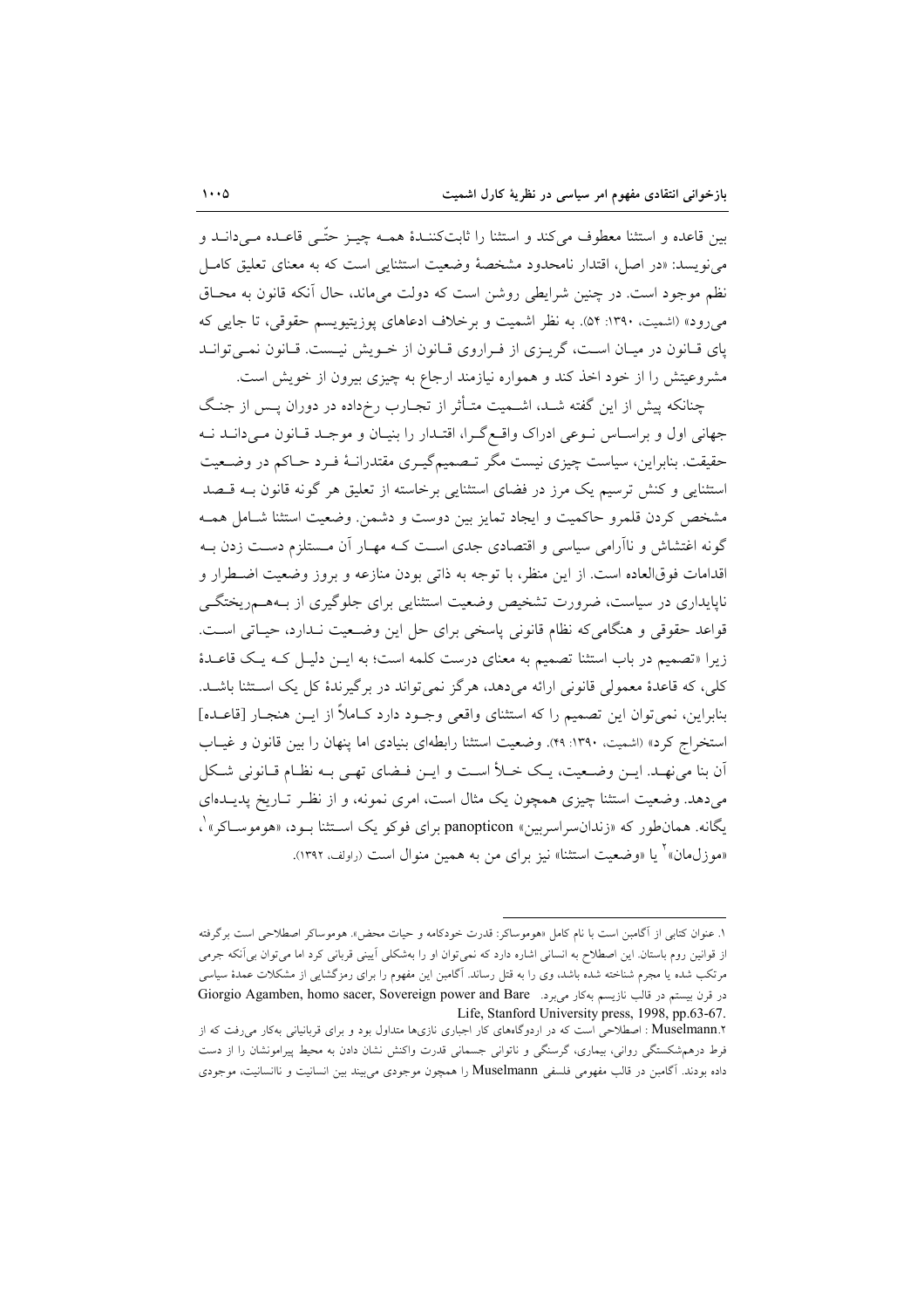بین قاعده و استثنا معطوف می‌کند و استثنا را ثابت‌کنندهٔ همه چیز حتّی قاعده می‌داند و می‌نویسد: «در اصل، اقتدار نامحدود مشخصهٔ وضعیت استثنایی است که به معنای تعلیق کامل نظم موجود است. در چنین شرایطی روشن است که دولت می‌ماند، حال آنکه قانون به محاق می‌رود» (اشمیت، ۱۳۹۰: ۵۴). به نظر اشمیت و برخلاف ادعاهای پوزیتیویسم حقوقی، تا جایی که پای قانون در میان است، گریزی از فراروی قانون از خویش نیست. قانون نمی‌تواند مشروعیتش را از خود اخذ کند و همواره نیازمند ارجاع به چیزی بیرون از خویش است.

چنانکه پیش از این گفته شد، اشمیت متأثر از تجارب رخداده در دوران پس از جنگ جهانی اول و براساس نوعی ادراک واقع‌گرا، اقتدار را بنیان و موجد قانون می‌داند نه حقیقت. بنابراین، سیاست چیزی نیست مگر تصمیم‌گیری مقتدرانهٔ فرد حاکم در وضعیت استثنایی و کنش ترسیم یک مرز در فضای استثنایی برخاسته از تعلیق هر گونه قانون به قصد مشخص کردن قلمرو حاکمیت و ایجاد تمایز بین دوست و دشمن. وضعیت استثنا شامل همه گونه اغتشاش و ناآرامی سیاسی و اقتصادی جدی است که مهار آن مستلزم دست زدن به اقدامات فوق‌العاده است. از این منظر، با توجه به ذاتی بودن منازعه و بروز وضعیت اضطرار و ناپایداری در سیاست، ضرورت تشخیص وضعیت استثنایی برای جلوگیری از به‌هم‌ریختگی قواعد حقوقی و هنگامی‌که نظام قانونی پاسخی برای حل این وضعیت ندارد، حیاتی است. زیرا «تصمیم در باب استثنا تصمیم به معنای درست کلمه است؛ به این دلیل که یک قاعدهٔ کلی، که قاعدهٔ معمولی قانونی ارائه می‌دهد، هرگز نمی‌تواند در برگیرندهٔ کل یک استثنا باشد. بنابراین، نمی‌توان این تصمیم را که استثنای واقعی وجود دارد کاملاً از این هنجار [قاعده] استخراج کرد» (اشمیت، ۱۳۹۰: ۴۹). وضعیت استثنا رابطه‌ای بنیادی اما پنهان را بین قانون و غیاب آن بنا می‌نهد. این وضعیت، یک خلأ است و این فضای تهی به نظام قانونی شکل می‌دهد. وضعیت استثنا چیزی همچون یک مثال است، امری نمونه، و از نظر تاریخ پدیده‌ای یگانه. همان‌طور که «زندان‌سراسربین» panopticon برای فوکو یک استثنا بود، «هوموساکر»[1]، «موزل‌مان»[2] یا «وضعیت استثنا» نیز برای من به همین منوال است (راولف، ۱۳۹۲).

---

۱. عنوان کتابی از آگامبن است با نام کامل «هوموساکر: قدرت خودکامه و حیات محض». هوموساکر اصطلاحی است برگرفته از قوانین روم باستان. این اصطلاح به انسانی اشاره دارد که نمی‌توان او را به‌شکلی آیینی قربانی کرد اما می‌توان بی‌آنکه جرمی مرتکب شده یا مجرم شناخته شده باشد، وی را به قتل رساند. آگامبن این مفهوم را برای رمزگشایی از مشکلات عمدهٔ سیاسی در قرن بیستم در قالب نازیسم به‌کار می‌برد. Giorgio Agamben, homo sacer, Sovereign power and Bare Life, Stanford University press, 1998, pp.63-67.

۲.Muselmann : اصطلاحی است که در اردوگاه‌های کار اجباری نازی‌ها متداول بود و برای قربانیانی به‌کار می‌رفت که از فرط درهم‌شکستگی روانی، بیماری، گرسنگی و ناتوانی جسمانی قدرت واکنش نشان دادن به محیط پیرامونشان را از دست داده بودند. آگامبن در قالب مفهومی فلسفی Muselmann را همچون موجودی می‌بیند بین انسانیت و ناانسانیت، موجودی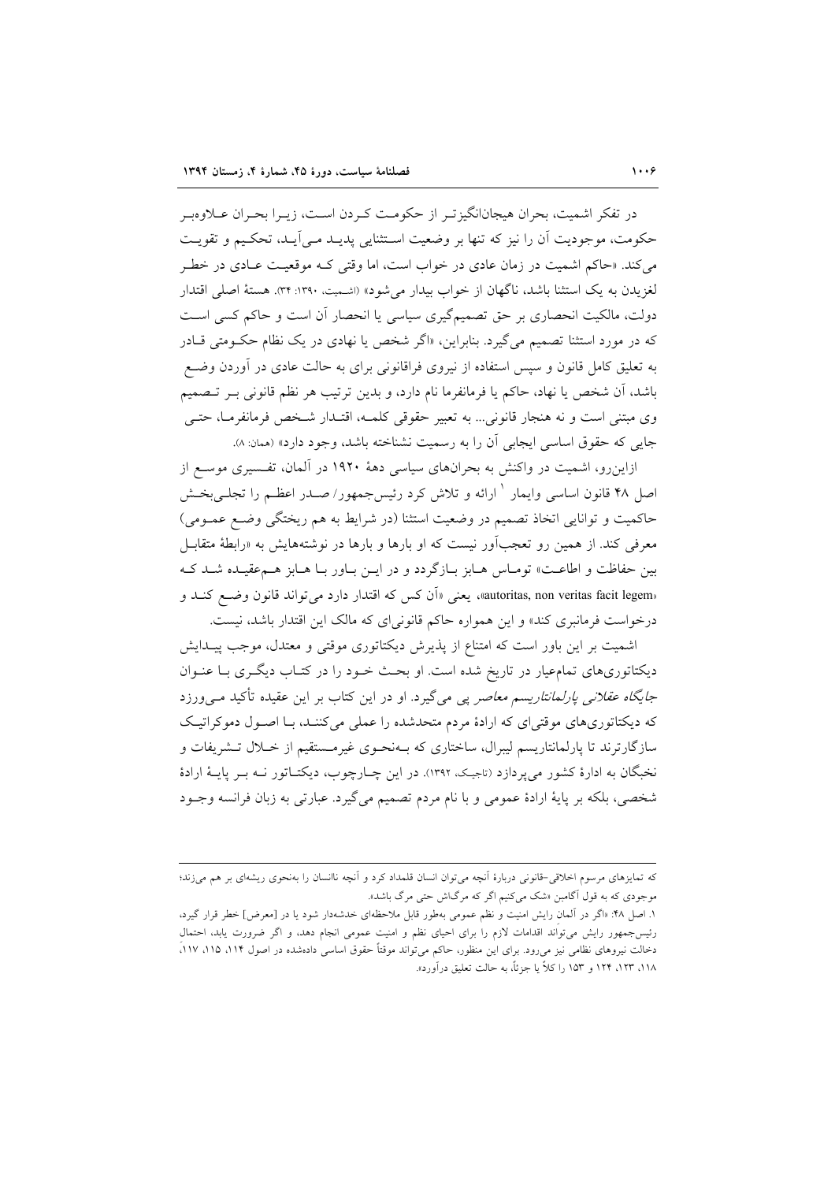در تفکر اشمیت، بحران هیجان‌انگیزتر از حکومت کردن است، زیرا بحران علاوه‌بر حکومت، موجودیت آن را نیز که تنها بر وضعیت استثنایی پدید می‌آید، تحکیم و تقویت می‌کند. «حاکم اشمیت در زمان عادی در خواب است، اما وقتی که موقعیت عادی در خطر لغزیدن به یک استثنا باشد، ناگهان از خواب بیدار می‌شود» (اشمیت، ۱۳۹۰: ۳۴). هستهٔ اصلی اقتدار دولت، مالکیت انحصاری بر حق تصمیم‌گیری سیاسی یا انحصار آن است و حاکم کسی است که در مورد استثنا تصمیم می‌گیرد. بنابراین، «اگر شخص یا نهادی در یک نظام حکومتی قادر به تعلیق کامل قانون و سپس استفاده از نیروی فراقانونی برای به حالت عادی در آوردن وضع باشد، آن شخص یا نهاد، حاکم یا فرمانفرما نام دارد، و بدین ترتیب هر نظم قانونی بر تصمیم وی مبتنی است و نه هنجار قانونی... به تعبیر حقوقی کلمه، اقتدار شخص فرمانفرما، حتی جایی که حقوق اساسی ایجابی آن را به رسمیت نشناخته باشد، وجود دارد» (همان: ۸).

ازاین‌رو، اشمیت در واکنش به بحران‌های سیاسی دههٔ ۱۹۲۰ در آلمان، تفسیری موسع از اصل ۴۸ قانون اساسی وایمار [1] ارائه و تلاش کرد رئیس‌جمهور/ صدر اعظم را تجلی‌بخش حاکمیت و توانایی اتخاذ تصمیم در وضعیت استثنا (در شرایط به هم ریختگی وضع عمومی) معرفی کند. از همین رو تعجب‌آور نیست که او بارها و بارها در نوشته‌هایش به «رابطهٔ متقابل بین حفاظت و اطاعت» توماس هابز بازگردد و در این باور با هابز هم‌عقیده شد که «autoritas, non veritas facit legem»، یعنی «آن کس که اقتدار دارد می‌تواند قانون وضع کند و درخواست فرمانبری کند» و این همواره حاکم قانونی‌ای که مالک این اقتدار باشد، نیست.

اشمیت بر این باور است که امتناع از پذیرش دیکتاتوری موقتی و معتدل، موجب پیدایش دیکتاتوری‌های تمام‌عیار در تاریخ شده است. او بحث خود را در کتاب دیگری با عنوان *جایگاه عقلانی پارلمانتاریسم معاصر* پی می‌گیرد. او در این کتاب بر این عقیده تأکید می‌ورزد که دیکتاتوری‌های موقتی‌ای که ارادهٔ مردم متحدشده را عملی می‌کنند، با اصول دموکراتیک سازگارترند تا پارلمانتاریسم لیبرال، ساختاری که به‌نحوی غیرمستقیم از خلال تشریفات و نخبگان به ادارهٔ کشور می‌پردازد (تاجیک، ۱۳۹۲). در این چارچوب، دیکتاتور نه بر پایهٔ ارادهٔ شخصی، بلکه بر پایهٔ ارادهٔ عمومی و با نام مردم تصمیم می‌گیرد. عبارتی به زبان فرانسه وجود

---

که تمایزهای مرسوم اخلاقی-قانونی دربارهٔ آنچه می‌توان انسان قلمداد کرد و آنچه ناانسان را به‌نحوی ریشه‌ای بر هم می‌زند؛ موجودی که به قول آگامبن «شک می‌کنیم اگر که مرگ‌اش حتی مرگ باشد».

۱. اصل ۴۸: «اگر در آلمان رایش امنیت و نظم عمومی به‌طور قابل ملاحظه‌ای خدشه‌دار شود یا در [معرض] خطر قرار گیرد، رئیس‌جمهور رایش می‌تواند اقدامات لازم را برای احیای نظم و امنیت عمومی انجام دهد، و اگر ضرورت یابد، احتمال دخالت نیروهای نظامی نیز می‌رود. برای این منظور، حاکم می‌تواند موقتاً حقوق اساسی داده‌شده در اصول ۱۱۴، ۱۱۵، ۱۱۷، ۱۱۸، ۱۲۳، ۱۲۴ و ۱۵۳ را کلاً یا جزئاً، به حالت تعلیق درآورد».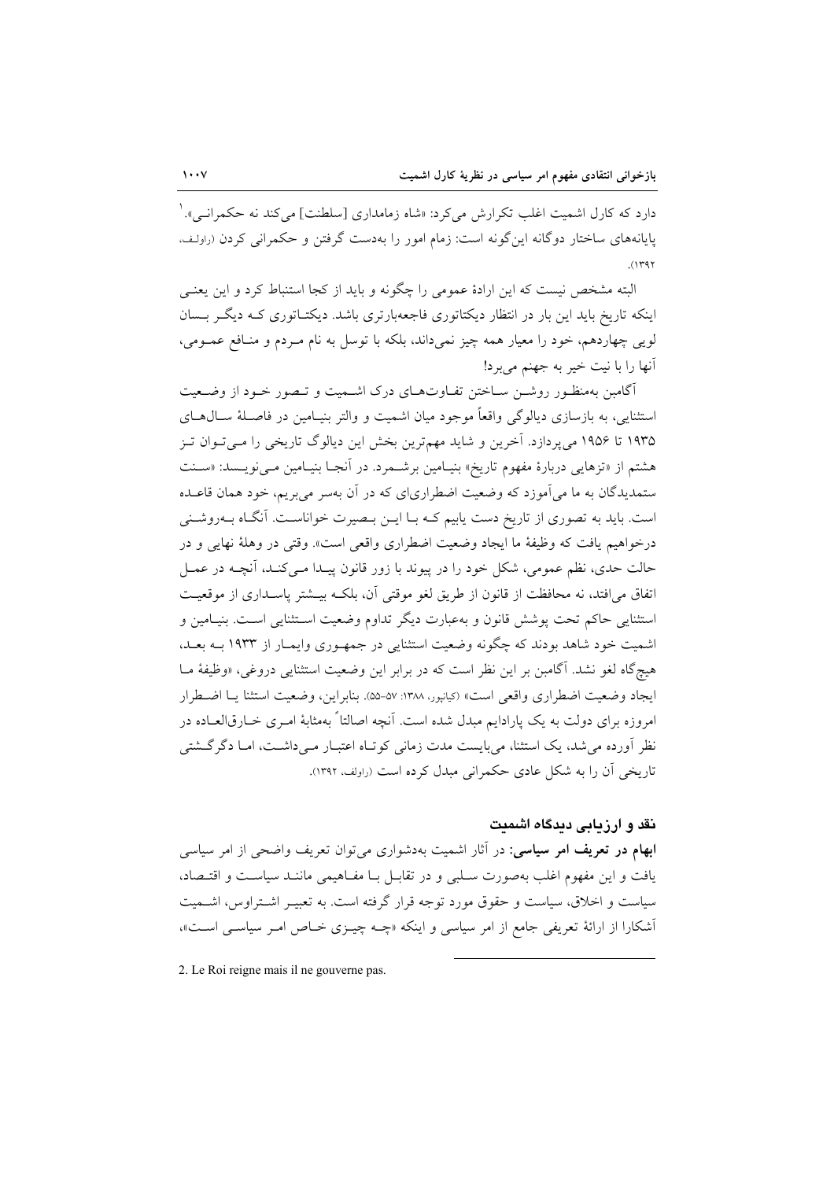دارد که کارل اشمیت اغلب تکرارش می‌کرد: «شاه زمامداری [سلطنت] می‌کند نه حکمرانی».[1] پایانه‌های ساختار دوگانه این‌گونه است: زمام امور را به‌دست گرفتن و حکمرانی کردن (راولف، ۱۳۹۲).

البته مشخص نیست که این ارادهٔ عمومی را چگونه و باید از کجا استنباط کرد و این یعنی اینکه تاریخ باید این بار در انتظار دیکتاتوری فاجعه‌بارتری باشد. دیکتاتوری که دیگر بسان لویی چهاردهم، خود را معیار همه چیز نمی‌داند، بلکه با توسل به نام مردم و منافع عمومی، آنها را با نیت خیر به جهنم می‌برد!

آگامبن به‌منظور روشن ساختن تفاوت‌های درک اشمیت و تصور خود از وضعیت استثنایی، به بازسازی دیالوگی واقعاً موجود میان اشمیت و والتر بنیامین در فاصلهٔ سال‌های ۱۹۳۵ تا ۱۹۵۶ می‌پردازد. آخرین و شاید مهم‌ترین بخش این دیالوگ تاریخی را می‌توان تز هشتم از «تزهایی دربارهٔ مفهوم تاریخ» بنیامین برشمرد. در آنجا بنیامین می‌نویسد: «سنت ستمدیدگان به ما می‌آموزد که وضعیت اضطراری‌ای که در آن به‌سر می‌بریم، خود همان قاعده است. باید به تصوری از تاریخ دست یابیم که با این بصیرت خواناست. آنگاه به‌روشنی درخواهیم یافت که وظیفهٔ ما ایجاد وضعیت اضطراری واقعی است». وقتی در وهلهٔ نهایی و در حالت حدی، نظم عمومی، شکل خود را در پیوند با زور قانون پیدا می‌کند، آنچه در عمل اتفاق می‌افتد، نه محافظت از قانون از طریق لغو موقتی آن، بلکه بیشتر پاسداری از موقعیت استثنایی حاکم تحت پوشش قانون و به‌عبارت دیگر تداوم وضعیت استثنایی است. بنیامین و اشمیت خود شاهد بودند که چگونه وضعیت استثنایی در جمهوری وایمار از ۱۹۳۳ به بعد، هیچ‌گاه لغو نشد. آگامبن بر این نظر است که در برابر این وضعیت استثنایی دروغی، «وظیفهٔ ما ایجاد وضعیت اضطراری واقعی است» (کیانپور، ۱۳۸۸: ۵۷-۵۵). بنابراین، وضعیت استثنا یا اضطرار امروزه برای دولت به یک پارادایم مبدل شده است. آنچه اصالتاً به‌مثابهٔ امری خارق‌العاده در نظر آورده می‌شد، یک استثنا، می‌بایست مدت زمانی کوتاه اعتبار می‌داشت، اما دگرگشتی تاریخی آن را به شکل عادی حکمرانی مبدل کرده است (راولف، ۱۳۹۲).

## نقد و ارزیابی دیدگاه اشمیت

**ابهام در تعریف امر سیاسی:** در آثار اشمیت به‌دشواری می‌توان تعریف واضحی از امر سیاسی یافت و این مفهوم اغلب به‌صورت سلبی و در تقابل با مفاهیمی مانند سیاست و اقتصاد، سیاست و اخلاق، سیاست و حقوق مورد توجه قرار گرفته است. به تعبیر اشتراوس، اشمیت آشکارا از ارائهٔ تعریفی جامع از امر سیاسی و اینکه «چه چیزی خاص امر سیاسی است»،

---

2. Le Roi reigne mais il ne gouverne pas.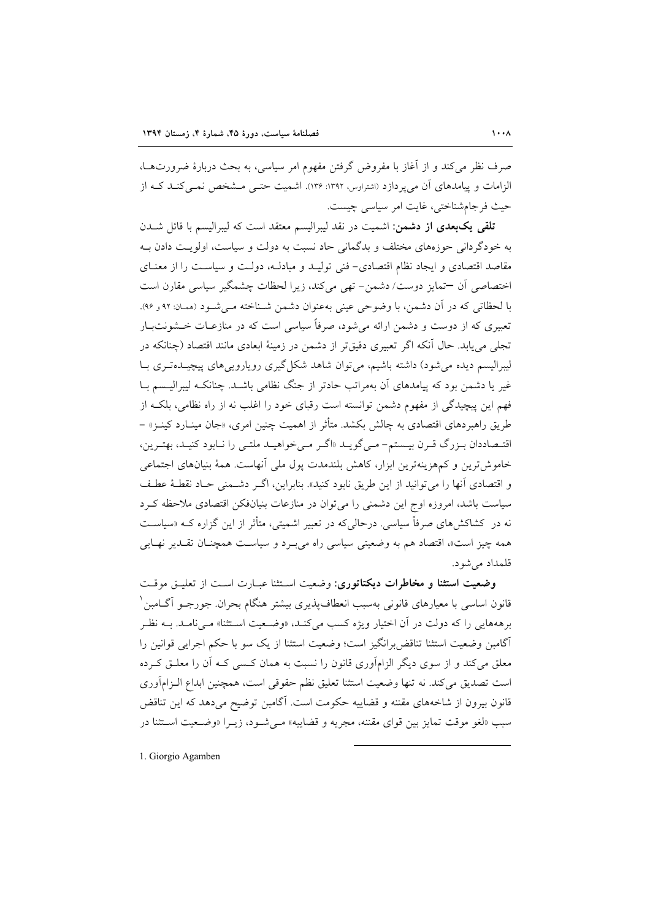صرف نظر می‌کند و از آغاز با مفروض گرفتن مفهوم امر سیاسی، به بحث دربارهٔ ضرورت‌ها، الزامات و پیامدهای آن می‌پردازد (اشتراوس، ۱۳۹۲: ۱۳۶). اشمیت حتی مشخص نمی‌کند که از حیث فرجام‌شناختی، غایت امر سیاسی چیست.

**تلقی یک‌بعدی از دشمن:** اشمیت در نقد لیبرالیسم معتقد است که لیبرالیسم با قائل شدن به خودگردانی حوزه‌های مختلف و بدگمانی حاد نسبت به دولت و سیاست، اولویت دادن به مقاصد اقتصادی و ایجاد نظام اقتصادی- فنی تولید و مبادله، دولت و سیاست را از معنای اختصاصی آن –تمایز دوست/ دشمن- تهی می‌کند، زیرا لحظات چشمگیر سیاسی مقارن است با لحظاتی که در آن دشمن، با وضوحی عینی به‌عنوان دشمن شناخته می‌شود (همان: ۹۲ و ۹۶). تعبیری که از دوست و دشمن ارائه می‌شود، صرفاً سیاسی است که در منازعات خشونت‌بار تجلی می‌یابد. حال آنکه اگر تعبیری دقیق‌تر از دشمن در زمینهٔ ابعادی مانند اقتصاد (چنانکه در لیبرالیسم دیده می‌شود) داشته باشیم، می‌توان شاهد شکل‌گیری رویارویی‌های پیچیده‌تری با غیر یا دشمن بود که پیامدهای آن به‌مراتب حادتر از جنگ نظامی باشد. چنانکه لیبرالیسم با فهم این پیچیدگی از مفهوم دشمن توانسته است رقبای خود را اغلب نه از راه نظامی، بلکه از طریق راهبردهای اقتصادی به چالش بکشد. متأثر از اهمیت چنین امری، «جان مینارد کینز» – اقتصاددان بزرگ قرن بیستم- می‌گوید «اگر می‌خواهید ملتی را نابود کنید، بهترین، خاموش‌ترین و کم‌هزینه‌ترین ابزار، کاهش بلندمدت پول ملی آنهاست. همهٔ بنیان‌های اجتماعی و اقتصادی آنها را می‌توانید از این طریق نابود کنید». بنابراین، اگر دشمنی حاد نقطهٔ عطف سیاست باشد، امروزه اوج این دشمنی را می‌توان در منازعات بنیان‌فکن اقتصادی ملاحظه کرد نه در کشاکش‌های صرفاً سیاسی. درحالی‌که در تعبیر اشمیتی، متأثر از این گزاره که «سیاست همه چیز است»، اقتصاد هم به وضعیتی سیاسی راه می‌برد و سیاست همچنان تقدیر نهایی قلمداد می‌شود.

**وضعیت استثنا و مخاطرات دیکتاتوری:** وضعیت استثنا عبارت است از تعلیق موقت قانون اساسی با معیارهای قانونی به‌سبب انعطاف‌پذیری بیشتر هنگام بحران. جورجو آگامبن[1] برهه‌هایی را که دولت در آن اختیار ویژه کسب می‌کند، «وضعیت استثنا» می‌نامد. به نظر آگامبن وضعیت استثنا تناقض‌برانگیز است؛ وضعیت استثنا از یک سو با حکم اجرایی قوانین را معلق می‌کند و از سوی دیگر الزام‌آوری قانون را نسبت به همان کسی که آن را معلق کرده است تصدیق می‌کند. نه تنها وضعیت استثنا تعلیق نظم حقوقی است، همچنین ابداع الزام‌آوری قانون بیرون از شاخه‌های مقننه و قضاییه حکومت است. آگامبن توضیح می‌دهد که این تناقض سبب «لغو موقت تمایز بین قوای مقننه، مجریه و قضاییه» می‌شود، زیرا «وضعیت استثنا در

---

1. Giorgio Agamben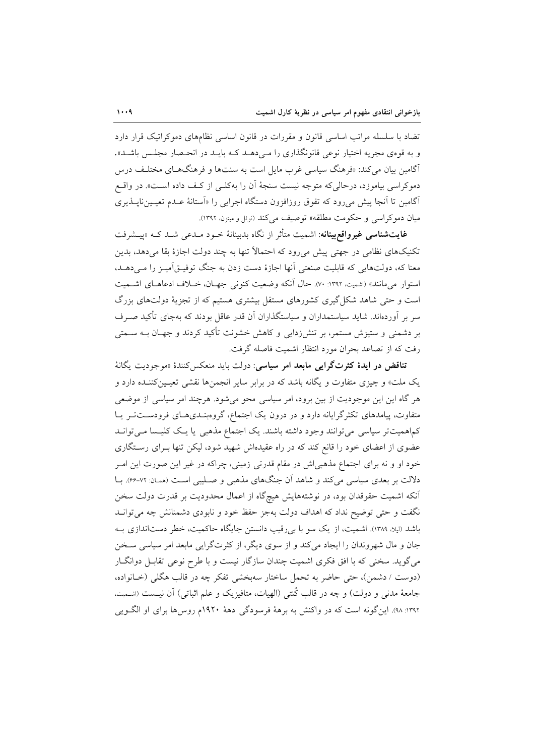تضاد با سلسله مراتب اساسی قانون و مقررات در قانون اساسی نظام‌های دموکراتیک قرار دارد و به قوهٔ مجریه اختیار نوعی قانونگذاری را می‌دهد که باید در انحصار مجلس باشد». آگامبن بیان می‌کند: «فرهنگ سیاسی غرب مایل است به سنت‌ها و فرهنگ‌های مختلف درس دموکراسی بیاموزد، درحالی‌که متوجه نیست سنجهٔ آن را به‌کلی از کف داده است». در واقع آگامبن تا آنجا پیش می‌رود که تفوق روزافزون دستگاه اجرایی را «آستانهٔ عدم تعیین‌ناپذیری میان دموکراسی و حکومت مطلقه» توصیف می‌کند (نوئل و میتزن، ۱۳۹۲).

**غایت‌شناسی غیرواقع‌بینانه**: اشمیت متأثر از نگاه بدبینانهٔ خود مدعی شد که «پیشرفت تکنیک‌های نظامی در جهتی پیش می‌رود که احتمالاً تنها به چند دولت اجازهٔ بقا می‌دهد، بدین معنا که، دولت‌هایی که قابلیت صنعتی آنها اجازهٔ دست زدن به جنگ توفیق‌آمیز را می‌دهد، استوار می‌مانند» (اشمیت، ۱۳۹۲: ۷۰). حال آنکه وضعیت کنونی جهان، خلاف ادعاهای اشمیت است و حتی شاهد شکل‌گیری کشورهای مستقل بیشتری هستیم که از تجزیهٔ دولت‌های بزرگ سر بر آورده‌اند. شاید سیاستمداران و سیاستگذاران آن قدر عاقل بودند که به‌جای تأکید صرف بر دشمنی و ستیزش مستمر، بر تنش‌زدایی و کاهش خشونت تأکید کردند و جهان به سمتی رفت که از تصاعد بحران مورد انتظار اشمیت فاصله گرفت.

**تناقض در ایدهٔ کثرت‌گرایی مابعد امر سیاسی**: دولت باید منعکس‌کنندهٔ «موجودیت یگانهٔ یک ملت» و چیزی متفاوت و یگانه باشد که در برابر سایر انجمن‌ها نقشی تعیین‌کننده دارد و هر گاه این این موجودیت از بین برود، امر سیاسی محو می‌شود. هرچند امر سیاسی از موضعی متفاوت، پیامدهای تکثرگرایانه دارد و در درون یک اجتماع، گروه‌بندی‌های فرودست‌تر یا کم‌اهمیت‌تر سیاسی می‌توانند وجود داشته باشند. یک اجتماع مذهبی یا یک کلیسا می‌تواند عضوی از اعضای خود را قانع کند که در راه عقیده‌اش شهید شود، لیکن تنها برای رستگاری خود او و نه برای اجتماع مذهبی‌اش در مقام قدرتی زمینی، چراکه در غیر این صورت این امر دلالت بر بعدی سیاسی می‌کند و شاهد آن جنگ‌های مذهبی و صلیبی است (همان: ۷۲-۶۶). با آنکه اشمیت حقوقدان بود، در نوشته‌هایش هیچ‌گاه از اعمال محدودیت بر قدرت دولت سخن نگفت و حتی توضیح نداد که اهداف دولت به‌جز حفظ خود و نابودی دشمنانش چه می‌تواند باشد (لیلا، ۱۳۸۹). اشمیت، از یک سو با بی‌رقیب دانستن جایگاه حاکمیت، خطر دست‌اندازی به جان و مال شهروندان را ایجاد می‌کند و از سوی دیگر، از کثرت‌گرایی مابعد امر سیاسی سخن می‌گوید. سخنی که با افق فکری اشمیت چندان سازگار نیست و با طرح نوعی تقابل دوانگار (دوست / دشمن)، حتی حاضر به تحمل ساختار سه‌بخشی تفکر چه در قالب هگلی (خانواده، جامعهٔ مدنی و دولت) و چه در قالب کُنتی (الهیات، متافیزیک و علم اثباتی) آن نیست (اشمیت، ۱۳۹۲: ۹۸). این‌گونه است که در واکنش به برههٔ فرسودگی دههٔ ۱۹۲۰م روس‌ها برای او الگویی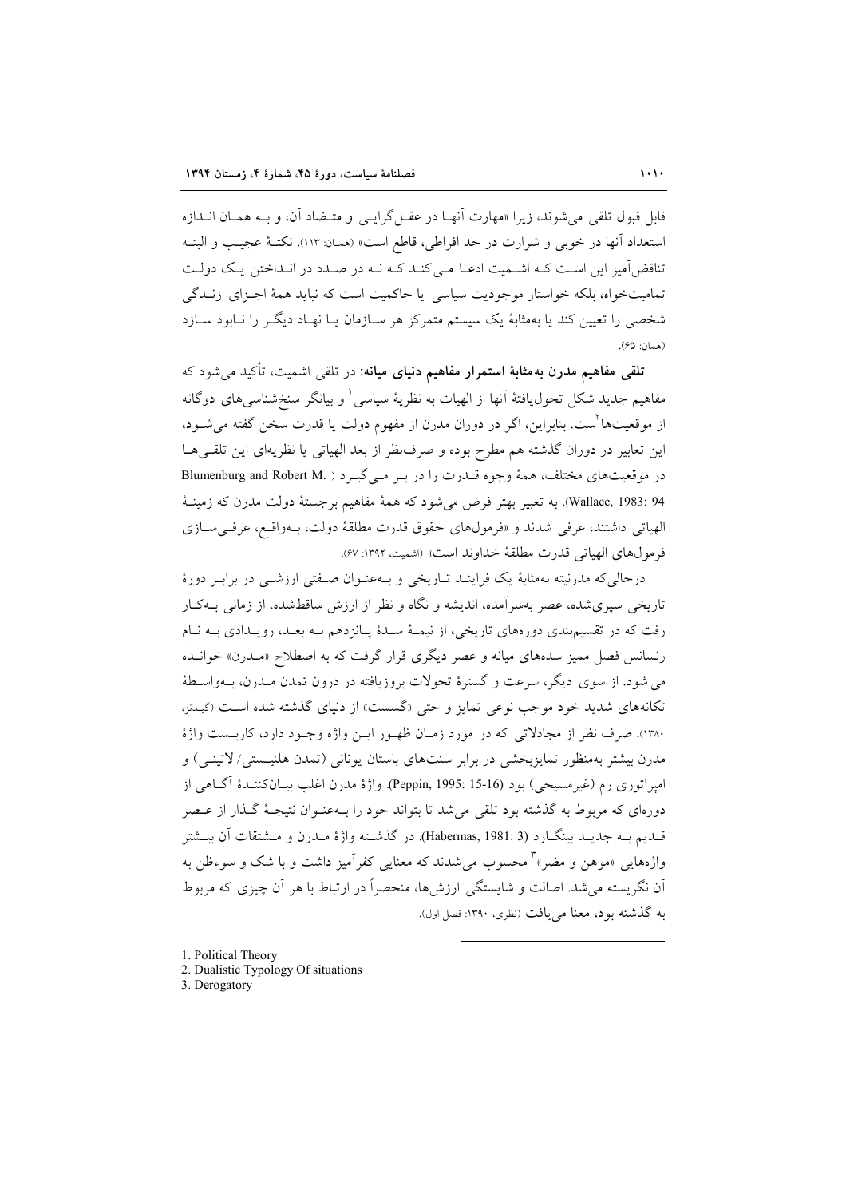قابل قبول تلقی می‌شوند، زیرا «مهارت آنها در عقل‌گرایی و متضاد آن، و به همان اندازه استعداد آنها در خوبی و شرارت در حد افراطی، قاطع است» (همان: ۱۱۳). نکتهٔ عجیب و البته تناقض‌آمیز این است که اشمیت ادعا می‌کند که نه در صدد در انداختن یک دولت تمامیت‌خواه، بلکه خواستار موجودیت سیاسی یا حاکمیت است که نباید همهٔ اجزای زندگی شخصی را تعیین کند یا به‌مثابهٔ یک سیستم متمرکز هر سازمان یا نهاد دیگر را نابود سازد (همان: ۶۵).

**تلقی مفاهیم مدرن به‌مثابهٔ استمرار مفاهیم دنیای میانه:** در تلقی اشمیت، تأکید می‌شود که مفاهیم جدید شکل تحول‌یافتهٔ آنها از الهیات به نظریهٔ سیاسی[1] و بیانگر سنخ‌شناسی‌های دوگانه از موقعیت‌ها[2]ست. بنابراین، اگر در دوران مدرن از مفهوم دولت یا قدرت سخن گفته می‌شود، این تعابیر در دوران گذشته هم مطرح بوده و صرف‌نظر از بعد الهیاتی یا نظریه‌ای این تلقی‌ها در موقعیت‌های مختلف، همهٔ وجوه قدرت را در بر می‌گیرد (Blumenburg and Robert M. Wallace, 1983: 94). به تعبیر بهتر فرض می‌شود که همهٔ مفاهیم برجستهٔ دولت مدرن که زمینهٔ الهیاتی داشتند، عرفی شدند و «فرمول‌های حقوق قدرت مطلقهٔ دولت، به‌واقع، عرفی‌سازی فرمول‌های الهیاتی قدرت مطلقهٔ خداوند است» (اشمیت، ۱۳۹۲: ۶۷).

درحالی‌که مدرنیته به‌مثابهٔ یک فرایند تاریخی و به‌عنوان صفتی ارزشی در برابر دورهٔ تاریخی سپری‌شده، عصر به‌سرآمده، اندیشه و نگاه و نظر از ارزش ساقط‌شده، از زمانی به‌کار رفت که در تقسیم‌بندی دوره‌های تاریخی، از نیمهٔ سدهٔ پانزدهم به بعد، رویدادی به نام رنسانس فصل ممیز سده‌های میانه و عصر دیگری قرار گرفت که به اصطلاح «مدرن» خوانده می‌شود. از سوی دیگر، سرعت و گسترهٔ تحولات بروزیافته در درون تمدن مدرن، به‌واسطهٔ تکانه‌های شدید خود موجب نوعی تمایز و حتی «گسست» از دنیای گذشته شده است (گیدنز، ۱۳۸۰). صرف نظر از مجادلاتی که در مورد زمان ظهور این واژه وجود دارد، کاربست واژهٔ مدرن بیشتر به‌منظور تمایزبخشی در برابر سنت‌های باستان یونانی (تمدن هلنیستی/ لاتینی) و امپراتوری رم (غیرمسیحی) بود (Peppin, 1995: 15-16). واژهٔ مدرن اغلب بیان‌کنندهٔ آگاهی از دوره‌ای که مربوط به گذشته بود تلقی می‌شد تا بتواند خود را به‌عنوان نتیجهٔ گذار از عصر قدیم به جدید بینگارد (Habermas, 1981: 3). در گذشته واژهٔ مدرن و مشتقات آن بیشتر واژه‌هایی «موهن و مضر»[3] محسوب می‌شدند که معنایی کفرآمیز داشت و با شک و سوءظن به آن نگریسته می‌شد. اصالت و شایستگی ارزش‌ها، منحصراً در ارتباط با هر آن چیزی که مربوط به گذشته بود، معنا می‌یافت (نظری، ۱۳۹۰: فصل اول).

---

1. Political Theory
2. Dualistic Typology Of situations
3. Derogatory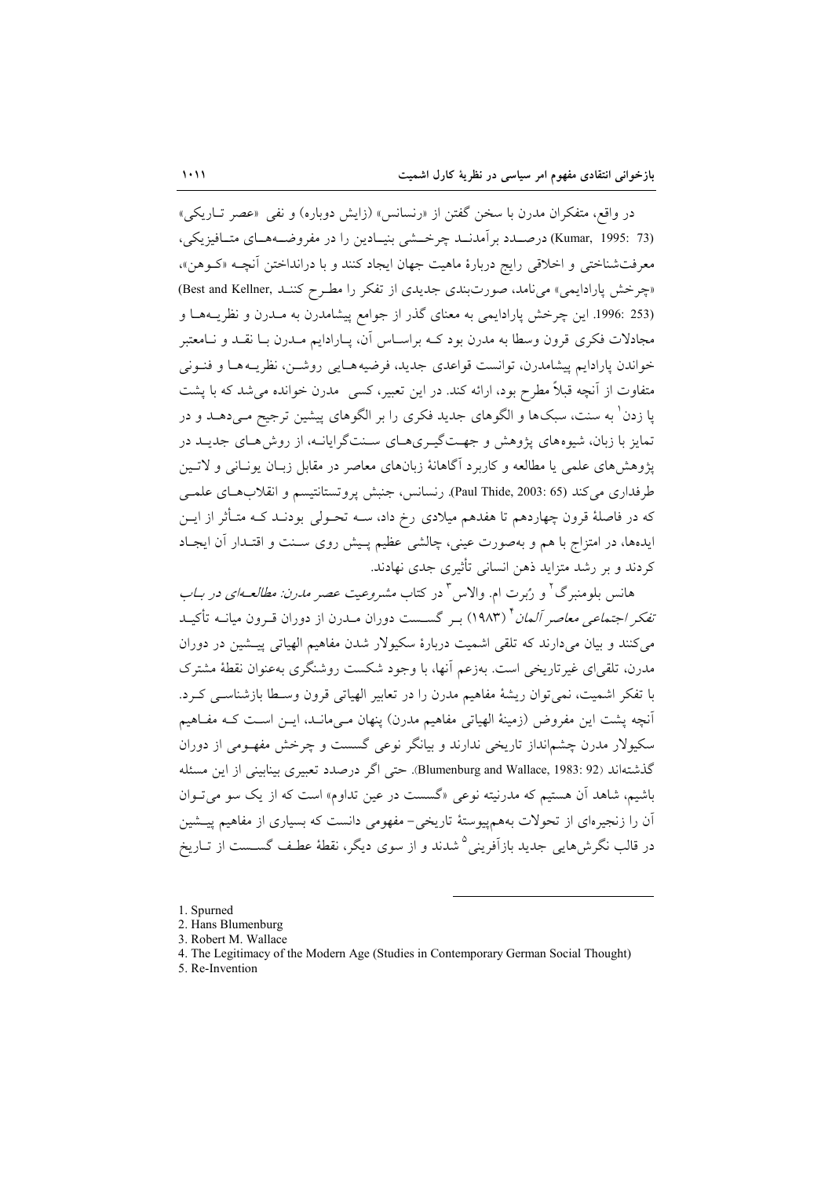در واقع، متفکران مدرن با سخن گفتن از «رنسانس» (زایش دوباره) و نفی «عصر تاریکی» (Kumar, 1995: 73) درصدد برآمدند چرخشی بنیادین را در مفروضه‌های متافیزیکی، معرفت‌شناختی و اخلاقی رایج دربارهٔ ماهیت جهان ایجاد کنند و با درانداختن آنچه «کوهن»، «چرخش پارادایمی» می‌نامد، صورت‌بندی جدیدی از تفکر را مطرح کنند (Best and Kellner, 1996: 253). این چرخش پارادایمی به معنای گذر از جوامع پیشامدرن به مدرن و نظریه‌ها و مجادلات فکری قرون وسطا به مدرن بود که براساس آن، پارادایم مدرن با نقد و نامعتبر خواندن پارادایم پیشامدرن، توانست قواعدی جدید، فرضیه‌هایی روشن، نظریه‌ها و فنونی متفاوت از آنچه قبلاً مطرح بود، ارائه کند. در این تعبیر، کسی مدرن خوانده می‌شد که با پشت پا زدن[1] به سنت، سبک‌ها و الگوهای جدید فکری را بر الگوهای پیشین ترجیح می‌دهد و در تمایز با زبان، شیوه‌های پژوهش و جهت‌گیری‌های سنت‌گرایانه، از روش‌های جدید در پژوهش‌های علمی یا مطالعه و کاربرد آگاهانهٔ زبان‌های معاصر در مقابل زبان یونانی و لاتین طرفداری می‌کند (Paul Thide, 2003: 65). رنسانس، جنبش پروتستانتیسم و انقلاب‌های علمی که در فاصلهٔ قرون چهاردهم تا هفدهم میلادی رخ داد، سه تحولی بودند که متأثر از این ایده‌ها، در امتزاج با هم و به‌صورت عینی، چالشی عظیم پیش روی سنت و اقتدار آن ایجاد کردند و بر رشد متزاید ذهن انسانی تأثیری جدی نهادند.

هانس بلومنبرگ[2] و رُبرت ام. والاس[3] در کتاب *مشروعیت عصر مدرن: مطالعه‌ای در باب تفکر اجتماعی معاصر آلمان*[4] (۱۹۸۳) بر گسست دوران مدرن از دوران قرون میانه تأکید می‌کنند و بیان می‌دارند که تلقی اشمیت دربارهٔ سکیولار شدن مفاهیم الهیاتی پیشین در دوران مدرن، تلقی‌ای غیرتاریخی است. به‌زعم آنها، با وجود شکست روشنگری به‌عنوان نقطهٔ مشترک با تفکر اشمیت، نمی‌توان ریشهٔ مفاهیم مدرن را در تعابیر الهیاتی قرون وسطا بازشناسی کرد. آنچه پشت این مفروض (زمینهٔ الهیاتی مفاهیم مدرن) پنهان می‌ماند، این است که مفاهیم سکیولار مدرن چشم‌انداز تاریخی ندارند و بیانگر نوعی گسست و چرخش مفهومی از دوران گذشته‌اند (Blumenburg and Wallace, 1983: 92). حتی اگر درصدد تعبیری بینابینی از این مسئله باشیم، شاهد آن هستیم که مدرنیته نوعی «گسست در عین تداوم» است که از یک سو می‌توان آن را زنجیره‌ای از تحولات به‌هم‌پیوستهٔ تاریخی- مفهومی دانست که بسیاری از مفاهیم پیشین در قالب نگرش‌هایی جدید بازآفرینی[5] شدند و از سوی دیگر، نقطهٔ عطف گسست از تاریخ

---

1. Spurned
2. Hans Blumenburg
3. Robert M. Wallace
4. The Legitimacy of the Modern Age (Studies in Contemporary German Social Thought)
5. Re-Invention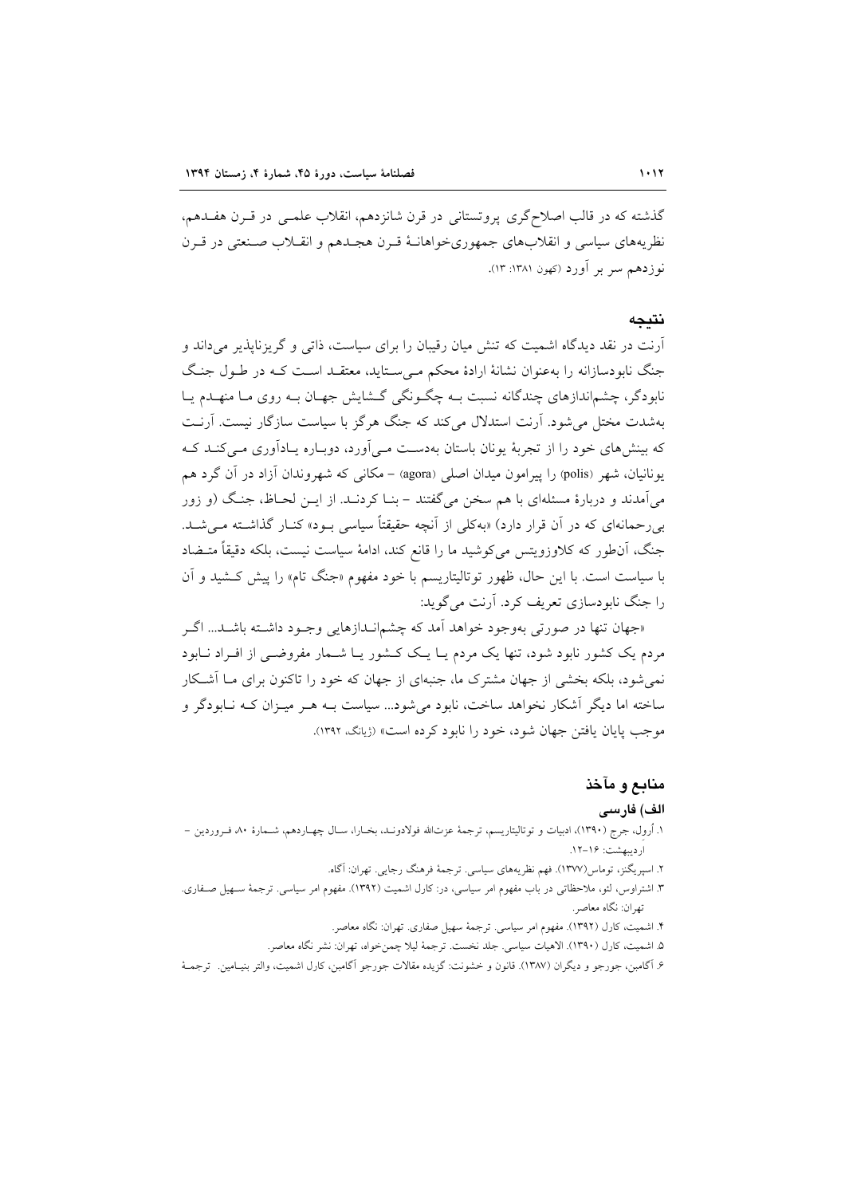گذشته که در قالب اصلاح‌گری پروتستانی در قرن شانزدهم، انقلاب علمی در قرن هفدهم، نظریه‌های سیاسی و انقلاب‌های جمهوری‌خواهانهٔ قرن هجدهم و انقلاب صنعتی در قرن نوزدهم سر بر آورد (کهون ۱۳۸۱: ۱۳).

## نتیجه

آرنت در نقد دیدگاه اشمیت که تنش میان رقیبان را برای سیاست، ذاتی و گریزناپذیر می‌داند و جنگ نابودسازانه را به‌عنوان نشانهٔ ارادهٔ محکم می‌ستاید، معتقد است که در طول جنگ نابودگر، چشم‌اندازهای چندگانه نسبت به چگونگی گشایش جهان به روی ما منهدم یا به‌شدت مختل می‌شود. آرنت استدلال می‌کند که جنگ هرگز با سیاست سازگار نیست. آرنت که بینش‌های خود را از تجربهٔ یونان باستان به‌دست می‌آورد، دوباره یادآوری می‌کند که یونانیان، شهر (polis) را پیرامون میدان اصلی (agora) – مکانی که شهروندان آزاد در آن گرد هم می‌آمدند و دربارهٔ مسئله‌ای با هم سخن می‌گفتند – بنا کردند. از این لحاظ، جنگ (و زور بی‌رحمانه‌ای که در آن قرار دارد) «به‌کلی از آنچه حقیقتاً سیاسی بود» کنار گذاشته می‌شد. جنگ، آن‌طور که کلاوزویتس می‌کوشید ما را قانع کند، ادامهٔ سیاست نیست، بلکه دقیقاً متضاد با سیاست است. با این حال، ظهور توتالیتاریسم با خود مفهوم «جنگ تام» را پیش کشید و آن را جنگ نابودسازی تعریف کرد. آرنت می‌گوید:

«جهان تنها در صورتی به‌وجود خواهد آمد که چشم‌اندازهایی وجود داشته باشد... اگر مردم یک کشور نابود شود، تنها یک مردم یا یک کشور یا شمار مفروضی از افراد نابود نمی‌شود، بلکه بخشی از جهان مشترک ما، جنبه‌ای از جهان که خود را تاکنون برای ما آشکار ساخته اما دیگر آشکار نخواهد ساخت، نابود می‌شود... سیاست به هر میزان که نابودگر و موجب پایان یافتن جهان شود، خود را نابود کرده است» (ژیانگ، ۱۳۹۲).

## منابع و مآخذ

### الف) فارسی

۱. اُرول، جرج (۱۳۹۰)، ادبیات و توتالیتاریسم، ترجمهٔ عزت‌الله فولادوند، بخارا، سال چهاردهم، شمارهٔ ۸۰، فروردین – اردیبهشت: ۱۶-۱۲.

۲. اسپریگنز، توماس(۱۳۷۷). فهم نظریه‌های سیاسی. ترجمهٔ فرهنگ رجایی. تهران: آگاه.

۳. اشتراوس، لئو، ملاحظاتی در باب مفهوم امر سیاسی، در: کارل اشمیت (۱۳۹۲). مفهوم امر سیاسی. ترجمهٔ سهیل صفاری. تهران: نگاه معاصر.

۴. اشمیت، کارل (۱۳۹۲). مفهوم امر سیاسی. ترجمهٔ سهیل صفاری. تهران: نگاه معاصر.

۵. اشمیت، کارل (۱۳۹۰). الاهیات سیاسی. جلد نخست. ترجمهٔ لیلا چمن‌خواه، تهران: نشر نگاه معاصر.

۶. آگامبن، جورجو و دیگران (۱۳۸۷). قانون و خشونت: گزیده مقالات جورجو آگامبن، کارل اشمیت، والتر بنیامین. ترجمهٔ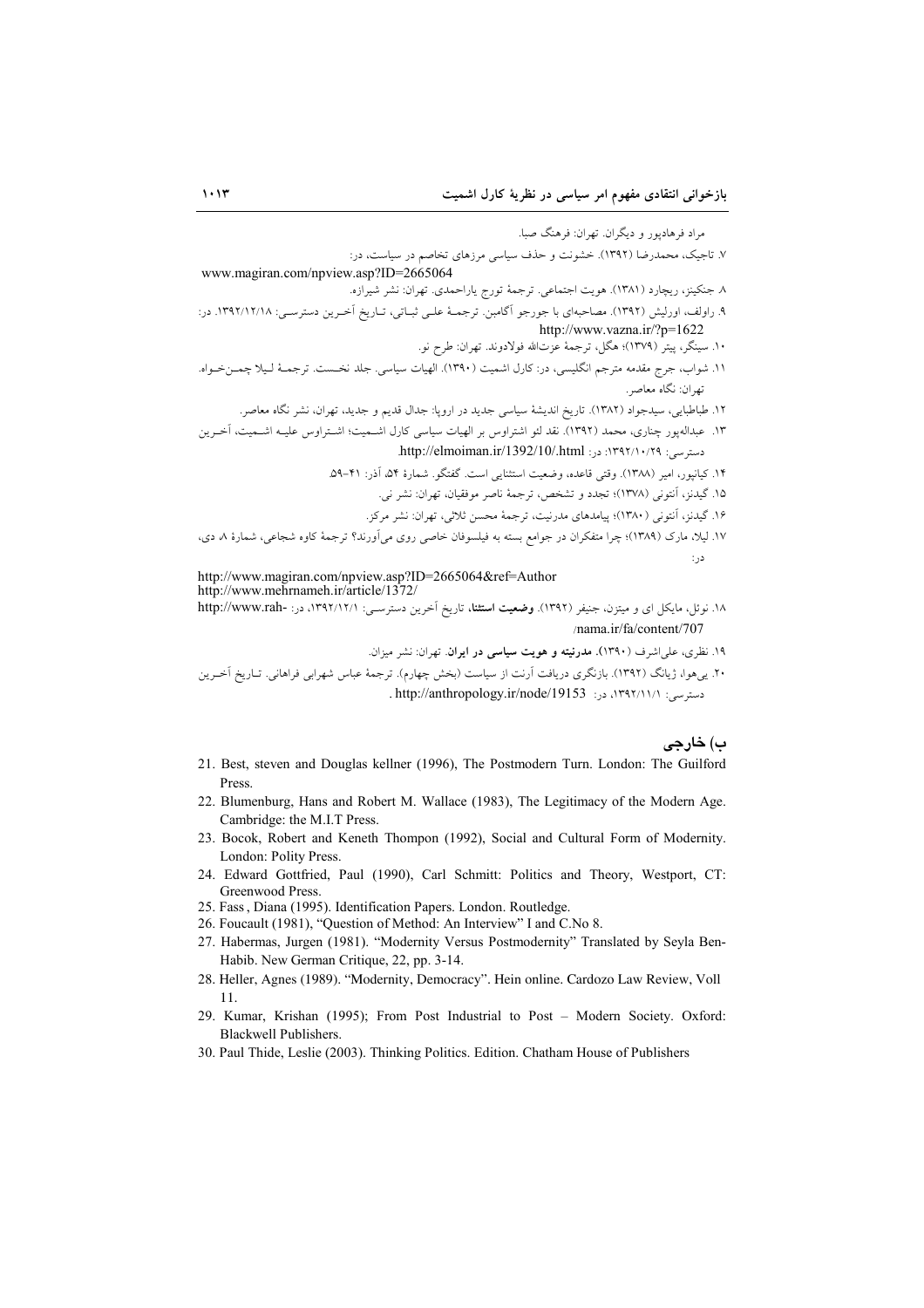مراد فرهادپور و دیگران. تهران: فرهنگ صبا.

۷. تاجیک، محمدرضا (۱۳۹۲). خشونت و حذف سیاسی مرزهای تخاصم در سیاست، در:
www.magiran.com/npview.asp?ID=2665064

۸. جنکینز، ریچارد (۱۳۸۱). هویت اجتماعی. ترجمهٔ تورج یاراحمدی. تهران: نشر شیرازه.

۹. راولف، اورلیش (۱۳۹۲). مصاحبه‌ای با جورجو آگامبن. ترجمهٔ علی ثباتی، تاریخ آخرین دسترسی: ۱۳۹۲/۱۲/۱۸. در:
http://www.vazna.ir/?p=1622

۱۰. سینگر، پیتر (۱۳۷۹)؛ هگل، ترجمهٔ عزت‌الله فولادوند. تهران: طرح نو.

۱۱. شواب، جرج مقدمه مترجم انگلیسی، در: کارل اشمیت (۱۳۹۰). الهیات سیاسی. جلد نخست. ترجمهٔ لیلا چمن‌خواه. تهران: نگاه معاصر.

۱۲. طباطبایی، سیدجواد (۱۳۸۲). تاریخ اندیشهٔ سیاسی جدید در اروپا: جدال قدیم و جدید، تهران، نشر نگاه معاصر.

۱۳. عبداله‌پور چناری، محمد (۱۳۹۲). نقد لئو اشتراوس بر الهیات سیاسی کارل اشمیت؛ اشتراوس علیه اشمیت، آخرین دسترسی: ۱۳۹۲/۱۰/۲۹: در: http://elmoiman.ir/1392/10/.html.

۱۴. کیانپور، امیر (۱۳۸۸). وقتی قاعده، وضعیت استثنایی است. گفتگو. شمارهٔ ۵۴، آذر: ۴۱-۵۹.

۱۵. گیدنز، آنتونی (۱۳۷۸)؛ تجدد و تشخص، ترجمهٔ ناصر موفقیان، تهران: نشر نی.

۱۶. گیدنز، آنتونی (۱۳۸۰)؛ پیامدهای مدرنیت، ترجمهٔ محسن ثلاثی، تهران: نشر مرکز.

۱۷. لیلا، مارک (۱۳۸۹)؛ چرا متفکران در جوامع بسته به فیلسوفان خاصی روی می‌آورند؟ ترجمهٔ کاوه شجاعی، شمارهٔ ۸، دی، در:
http://www.magiran.com/npview.asp?ID=2665064&ref=Author
http://www.mehrnameh.ir/article/1372/

۱۸. نوئل، مایکل ای و میتزن، جنیفر (۱۳۹۲). **وضعیت استثنا**، تاریخ آخرین دسترسی: ۱۳۹۲/۱۲/۱، در: http://www.rah-nama.ir/fa/content/707/

۱۹. نظری، علی‌اشرف (۱۳۹۰). **مدرنیته و هویت سیاسی در ایران**. تهران: نشر میزان.

۲۰. یی‌هوا، ژیانگ (۱۳۹۲). بازنگری دریافت آرنت از سیاست (بخش چهارم). ترجمهٔ عباس شهرابی فراهانی. تاریخ آخرین دسترسی: ۱۳۹۲/۱۱/۱، در: http://anthropology.ir/node/19153 .

## ب) خارجی

21. Best, steven and Douglas kellner (1996), The Postmodern Turn. London: The Guilford Press.
22. Blumenburg, Hans and Robert M. Wallace (1983), The Legitimacy of the Modern Age. Cambridge: the M.I.T Press.
23. Bocok, Robert and Keneth Thompon (1992), Social and Cultural Form of Modernity. London: Polity Press.
24. Edward Gottfried, Paul (1990), Carl Schmitt: Politics and Theory, Westport, CT: Greenwood Press.
25. Fass , Diana (1995). Identification Papers. London. Routledge.
26. Foucault (1981), "Question of Method: An Interview" I and C.No 8.
27. Habermas, Jurgen (1981). "Modernity Versus Postmodernity" Translated by Seyla Ben-Habib. New German Critique, 22, pp. 3-14.
28. Heller, Agnes (1989). "Modernity, Democracy". Hein online. Cardozo Law Review, Voll 11.
29. Kumar, Krishan (1995); From Post Industrial to Post – Modern Society. Oxford: Blackwell Publishers.
30. Paul Thide, Leslie (2003). Thinking Politics. Edition. Chatham House of Publishers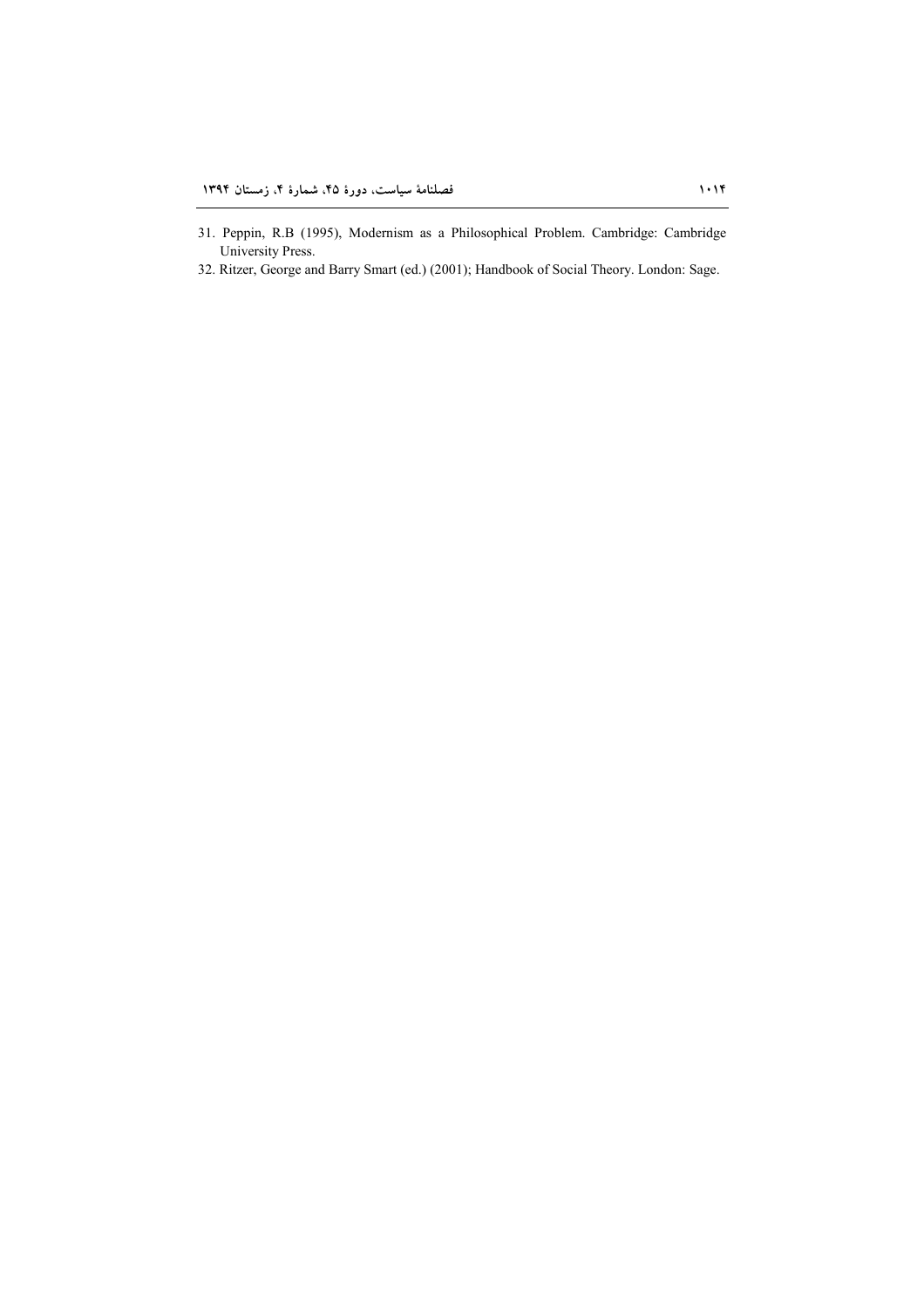31. Peppin, R.B (1995), Modernism as a Philosophical Problem. Cambridge: Cambridge University Press.
32. Ritzer, George and Barry Smart (ed.) (2001); Handbook of Social Theory. London: Sage.